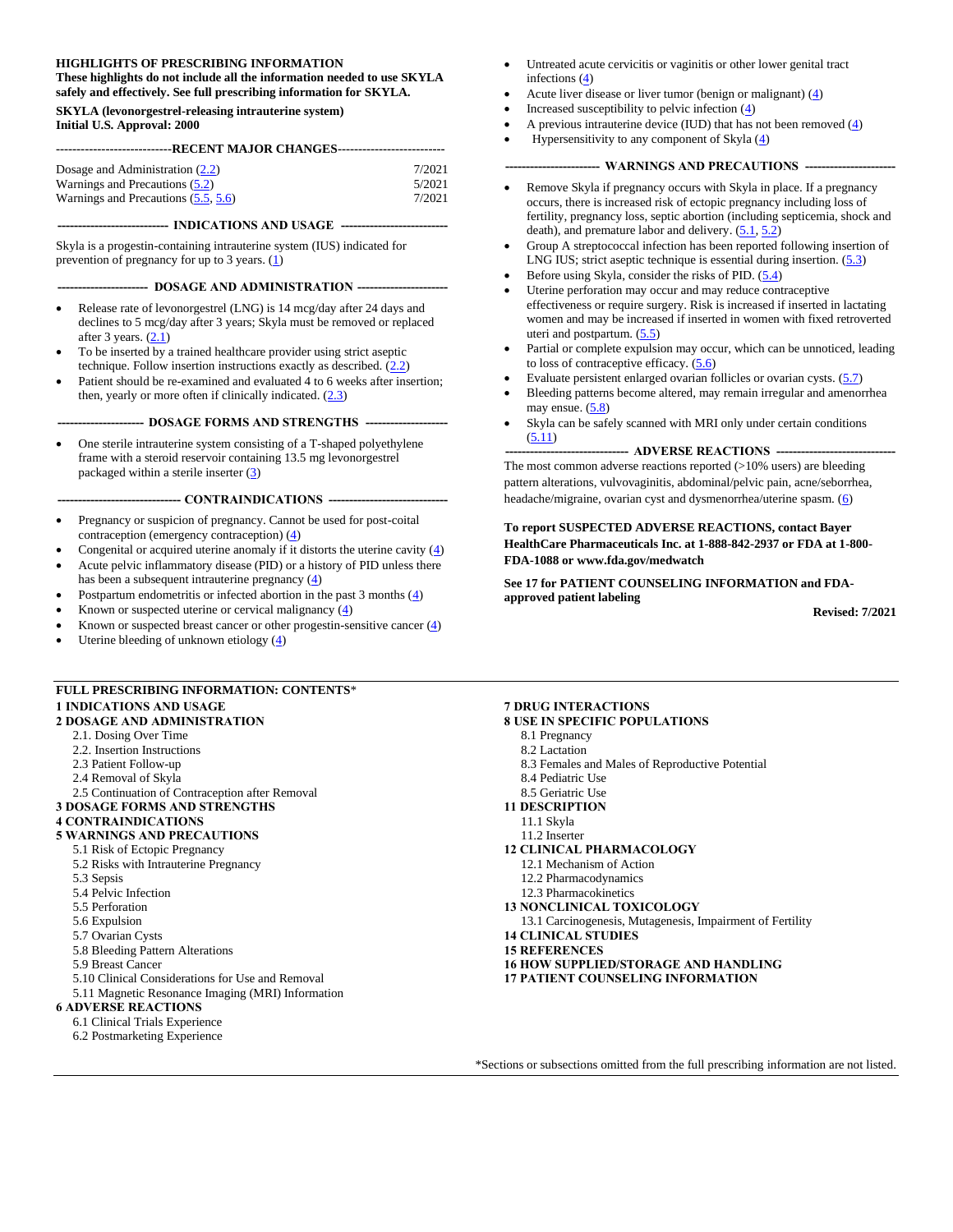**HIGHLIGHTS OF PRESCRIBING INFORMATION**
**These highlights do not include all the information needed to use SKYLA safely and effectively. See full prescribing information for SKYLA.**

**SKYLA (levonorgestrel-releasing intrauterine system)**
**Initial U.S. Approval: 2000**

**RECENT MAJOR CHANGES**

| | |
|---|---|
| Dosage and Administration (2.2) | 7/2021 |
| Warnings and Precautions (5.2) | 5/2021 |
| Warnings and Precautions (5.5, 5.6) | 7/2021 |

**INDICATIONS AND USAGE**

Skyla is a progestin-containing intrauterine system (IUS) indicated for prevention of pregnancy for up to 3 years. (1)

**DOSAGE AND ADMINISTRATION**

- Release rate of levonorgestrel (LNG) is 14 mcg/day after 24 days and declines to 5 mcg/day after 3 years; Skyla must be removed or replaced after 3 years. (2.1)
- To be inserted by a trained healthcare provider using strict aseptic technique. Follow insertion instructions exactly as described. (2.2)
- Patient should be re-examined and evaluated 4 to 6 weeks after insertion; then, yearly or more often if clinically indicated. (2.3)

**DOSAGE FORMS AND STRENGTHS**

- One sterile intrauterine system consisting of a T-shaped polyethylene frame with a steroid reservoir containing 13.5 mg levonorgestrel packaged within a sterile inserter (3)

**CONTRAINDICATIONS**

- Pregnancy or suspicion of pregnancy. Cannot be used for post-coital contraception (emergency contraception) (4)
- Congenital or acquired uterine anomaly if it distorts the uterine cavity (4)
- Acute pelvic inflammatory disease (PID) or a history of PID unless there has been a subsequent intrauterine pregnancy (4)
- Postpartum endometritis or infected abortion in the past 3 months (4)
- Known or suspected uterine or cervical malignancy (4)
- Known or suspected breast cancer or other progestin-sensitive cancer (4)
- Uterine bleeding of unknown etiology (4)
- Untreated acute cervicitis or vaginitis or other lower genital tract infections (4)
- Acute liver disease or liver tumor (benign or malignant) (4)
- Increased susceptibility to pelvic infection (4)
- A previous intrauterine device (IUD) that has not been removed (4)
- Hypersensitivity to any component of Skyla (4)

**WARNINGS AND PRECAUTIONS**

- Remove Skyla if pregnancy occurs with Skyla in place. If a pregnancy occurs, there is increased risk of ectopic pregnancy including loss of fertility, pregnancy loss, septic abortion (including septicemia, shock and death), and premature labor and delivery. (5.1, 5.2)
- Group A streptococcal infection has been reported following insertion of LNG IUS; strict aseptic technique is essential during insertion. (5.3)
- Before using Skyla, consider the risks of PID. (5.4)
- Uterine perforation may occur and may reduce contraceptive effectiveness or require surgery. Risk is increased if inserted in lactating women and may be increased if inserted in women with fixed retroverted uteri and postpartum. (5.5)
- Partial or complete expulsion may occur, which can be unnoticed, leading to loss of contraceptive efficacy. (5.6)
- Evaluate persistent enlarged ovarian follicles or ovarian cysts. (5.7)
- Bleeding patterns become altered, may remain irregular and amenorrhea may ensue. (5.8)
- Skyla can be safely scanned with MRI only under certain conditions (5.11)

**ADVERSE REACTIONS**

The most common adverse reactions reported (>10% users) are bleeding pattern alterations, vulvovaginitis, abdominal/pelvic pain, acne/seborrhea, headache/migraine, ovarian cyst and dysmenorrhea/uterine spasm. (6)

**To report SUSPECTED ADVERSE REACTIONS, contact Bayer HealthCare Pharmaceuticals Inc. at 1-888-842-2937 or FDA at 1-800-FDA-1088 or www.fda.gov/medwatch**

**See 17 for PATIENT COUNSELING INFORMATION and FDA-approved patient labeling**

**Revised: 7/2021**

---

**FULL PRESCRIBING INFORMATION: CONTENTS***

**1 INDICATIONS AND USAGE**
**2 DOSAGE AND ADMINISTRATION**
- 2.1. Dosing Over Time
- 2.2. Insertion Instructions
- 2.3 Patient Follow-up
- 2.4 Removal of Skyla
- 2.5 Continuation of Contraception after Removal

**3 DOSAGE FORMS AND STRENGTHS**
**4 CONTRAINDICATIONS**
**5 WARNINGS AND PRECAUTIONS**
- 5.1 Risk of Ectopic Pregnancy
- 5.2 Risks with Intrauterine Pregnancy
- 5.3 Sepsis
- 5.4 Pelvic Infection
- 5.5 Perforation
- 5.6 Expulsion
- 5.7 Ovarian Cysts
- 5.8 Bleeding Pattern Alterations
- 5.9 Breast Cancer
- 5.10 Clinical Considerations for Use and Removal
- 5.11 Magnetic Resonance Imaging (MRI) Information

**6 ADVERSE REACTIONS**
- 6.1 Clinical Trials Experience
- 6.2 Postmarketing Experience

**7 DRUG INTERACTIONS**
**8 USE IN SPECIFIC POPULATIONS**
- 8.1 Pregnancy
- 8.2 Lactation
- 8.3 Females and Males of Reproductive Potential
- 8.4 Pediatric Use
- 8.5 Geriatric Use

**11 DESCRIPTION**
- 11.1 Skyla
- 11.2 Inserter

**12 CLINICAL PHARMACOLOGY**
- 12.1 Mechanism of Action
- 12.2 Pharmacodynamics
- 12.3 Pharmacokinetics

**13 NONCLINICAL TOXICOLOGY**
- 13.1 Carcinogenesis, Mutagenesis, Impairment of Fertility

**14 CLINICAL STUDIES**
**15 REFERENCES**
**16 HOW SUPPLIED/STORAGE AND HANDLING**
**17 PATIENT COUNSELING INFORMATION**

*Sections or subsections omitted from the full prescribing information are not listed.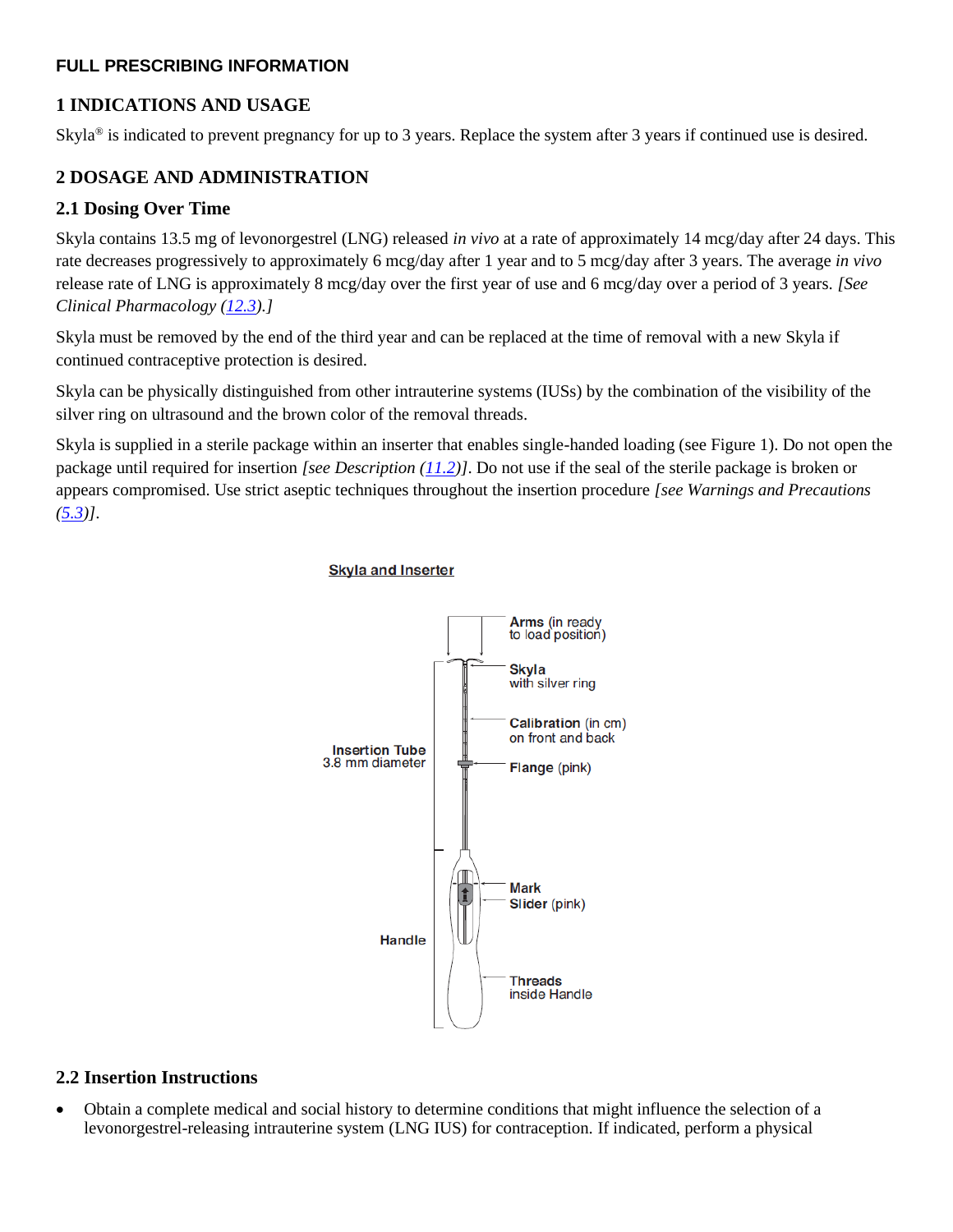## FULL PRESCRIBING INFORMATION

## 1 INDICATIONS AND USAGE

Skyla® is indicated to prevent pregnancy for up to 3 years. Replace the system after 3 years if continued use is desired.

## 2 DOSAGE AND ADMINISTRATION

### 2.1 Dosing Over Time

Skyla contains 13.5 mg of levonorgestrel (LNG) released *in vivo* at a rate of approximately 14 mcg/day after 24 days. This rate decreases progressively to approximately 6 mcg/day after 1 year and to 5 mcg/day after 3 years. The average *in vivo* release rate of LNG is approximately 8 mcg/day over the first year of use and 6 mcg/day over a period of 3 years. *[See Clinical Pharmacology (12.3).]*

Skyla must be removed by the end of the third year and can be replaced at the time of removal with a new Skyla if continued contraceptive protection is desired.

Skyla can be physically distinguished from other intrauterine systems (IUSs) by the combination of the visibility of the silver ring on ultrasound and the brown color of the removal threads.

Skyla is supplied in a sterile package within an inserter that enables single-handed loading (see Figure 1). Do not open the package until required for insertion *[see Description (11.2)]*. Do not use if the seal of the sterile package is broken or appears compromised. Use strict aseptic techniques throughout the insertion procedure *[see Warnings and Precautions (5.3)]*.

**Skyla and Inserter**

Arms (in ready to load position)
Skyla with silver ring
Calibration (in cm) on front and back
Insertion Tube 3.8 mm diameter
Flange (pink)
Mark
Slider (pink)
Handle
Threads inside Handle

### 2.2 Insertion Instructions

- Obtain a complete medical and social history to determine conditions that might influence the selection of a levonorgestrel-releasing intrauterine system (LNG IUS) for contraception. If indicated, perform a physical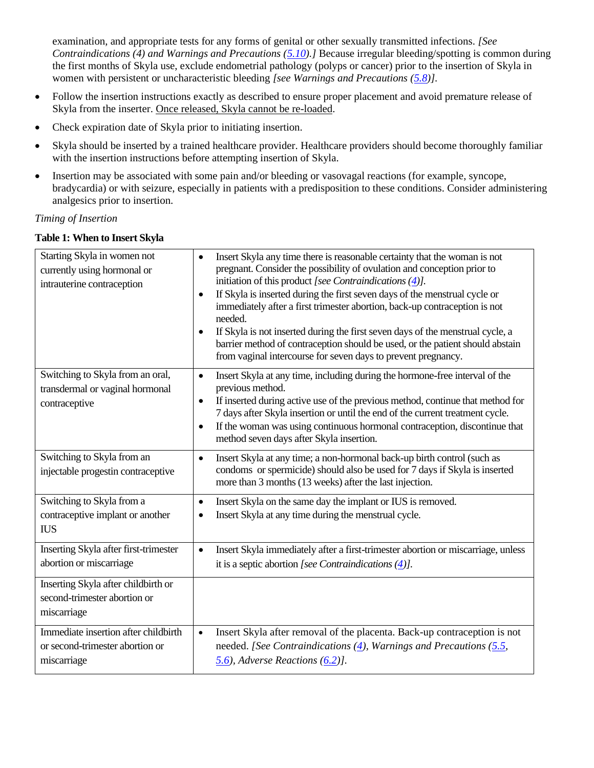examination, and appropriate tests for any forms of genital or other sexually transmitted infections. *[See Contraindications (4) and Warnings and Precautions (5.10).]* Because irregular bleeding/spotting is common during the first months of Skyla use, exclude endometrial pathology (polyps or cancer) prior to the insertion of Skyla in women with persistent or uncharacteristic bleeding *[see Warnings and Precautions (5.8)]*.

- Follow the insertion instructions exactly as described to ensure proper placement and avoid premature release of Skyla from the inserter. Once released, Skyla cannot be re-loaded.
- Check expiration date of Skyla prior to initiating insertion.
- Skyla should be inserted by a trained healthcare provider. Healthcare providers should become thoroughly familiar with the insertion instructions before attempting insertion of Skyla.
- Insertion may be associated with some pain and/or bleeding or vasovagal reactions (for example, syncope, bradycardia) or with seizure, especially in patients with a predisposition to these conditions. Consider administering analgesics prior to insertion.

*Timing of Insertion*

**Table 1: When to Insert Skyla**

| | |
|---|---|
| Starting Skyla in women not currently using hormonal or intrauterine contraception | • Insert Skyla any time there is reasonable certainty that the woman is not pregnant. Consider the possibility of ovulation and conception prior to initiation of this product *[see Contraindications (4)]*.<br>• If Skyla is inserted during the first seven days of the menstrual cycle or immediately after a first trimester abortion, back-up contraception is not needed.<br>• If Skyla is not inserted during the first seven days of the menstrual cycle, a barrier method of contraception should be used, or the patient should abstain from vaginal intercourse for seven days to prevent pregnancy. |
| Switching to Skyla from an oral, transdermal or vaginal hormonal contraceptive | • Insert Skyla at any time, including during the hormone-free interval of the previous method.<br>• If inserted during active use of the previous method, continue that method for 7 days after Skyla insertion or until the end of the current treatment cycle.<br>• If the woman was using continuous hormonal contraception, discontinue that method seven days after Skyla insertion. |
| Switching to Skyla from an injectable progestin contraceptive | • Insert Skyla at any time; a non-hormonal back-up birth control (such as condoms or spermicide) should also be used for 7 days if Skyla is inserted more than 3 months (13 weeks) after the last injection. |
| Switching to Skyla from a contraceptive implant or another IUS | • Insert Skyla on the same day the implant or IUS is removed.<br>• Insert Skyla at any time during the menstrual cycle. |
| Inserting Skyla after first-trimester abortion or miscarriage | • Insert Skyla immediately after a first-trimester abortion or miscarriage, unless it is a septic abortion *[see Contraindications (4)]*. |
| Inserting Skyla after childbirth or second-trimester abortion or miscarriage | |
| Immediate insertion after childbirth or second-trimester abortion or miscarriage | • Insert Skyla after removal of the placenta. Back-up contraception is not needed. *[See Contraindications (4), Warnings and Precautions (5.5, 5.6), Adverse Reactions (6.2)]*. |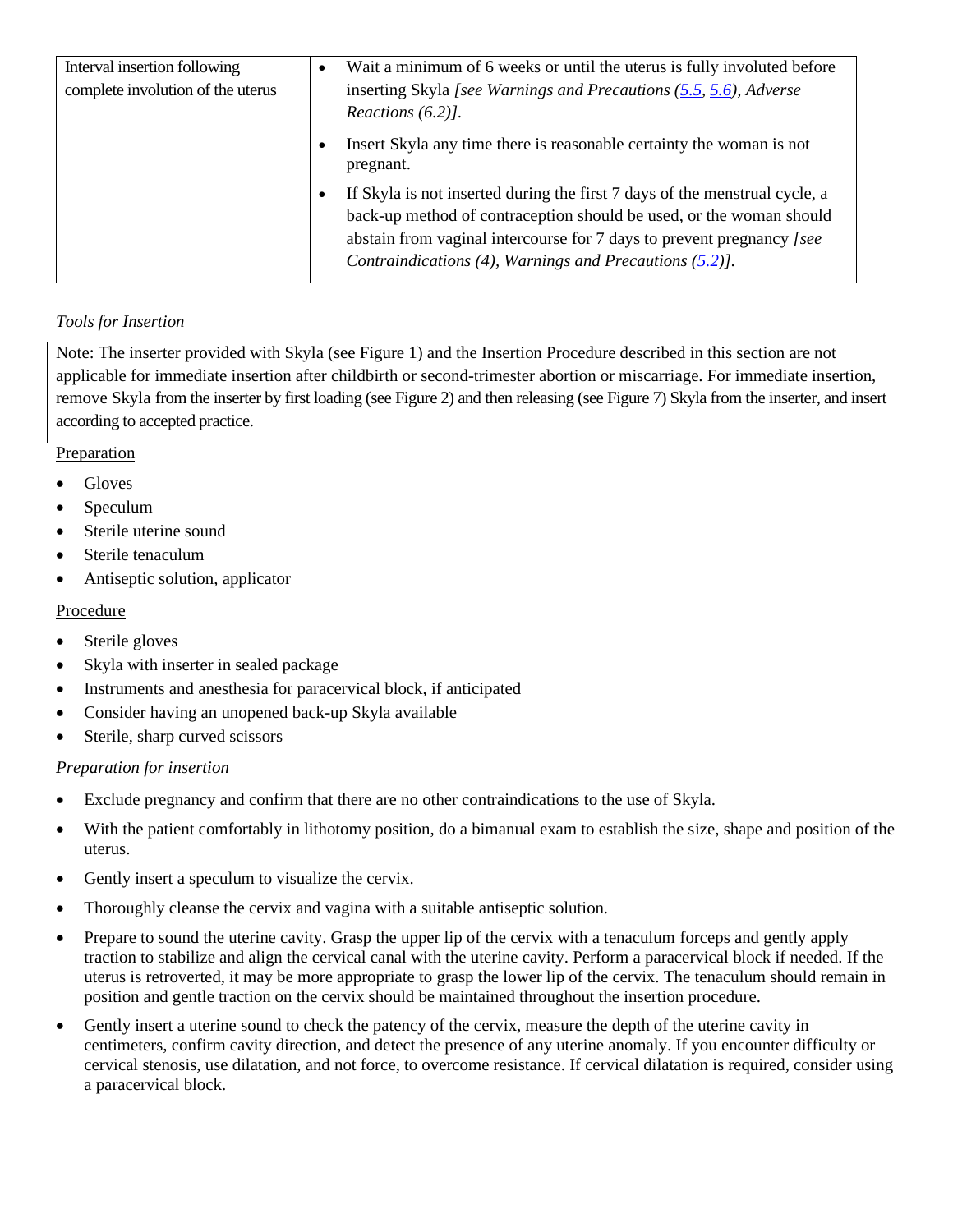| Interval insertion following complete involution of the uterus | • Wait a minimum of 6 weeks or until the uterus is fully involuted before inserting Skyla *[see Warnings and Precautions (5.5, 5.6), Adverse Reactions (6.2)]*.<br>• Insert Skyla any time there is reasonable certainty the woman is not pregnant.<br>• If Skyla is not inserted during the first 7 days of the menstrual cycle, a back-up method of contraception should be used, or the woman should abstain from vaginal intercourse for 7 days to prevent pregnancy *[see Contraindications (4), Warnings and Precautions (5.2)]*. |
|---|---|

*Tools for Insertion*

Note: The inserter provided with Skyla (see Figure 1) and the Insertion Procedure described in this section are not applicable for immediate insertion after childbirth or second-trimester abortion or miscarriage. For immediate insertion, remove Skyla from the inserter by first loading (see Figure 2) and then releasing (see Figure 7) Skyla from the inserter, and insert according to accepted practice.

Preparation

- Gloves
- Speculum
- Sterile uterine sound
- Sterile tenaculum
- Antiseptic solution, applicator

Procedure

- Sterile gloves
- Skyla with inserter in sealed package
- Instruments and anesthesia for paracervical block, if anticipated
- Consider having an unopened back-up Skyla available
- Sterile, sharp curved scissors

*Preparation for insertion*

- Exclude pregnancy and confirm that there are no other contraindications to the use of Skyla.
- With the patient comfortably in lithotomy position, do a bimanual exam to establish the size, shape and position of the uterus.
- Gently insert a speculum to visualize the cervix.
- Thoroughly cleanse the cervix and vagina with a suitable antiseptic solution.
- Prepare to sound the uterine cavity. Grasp the upper lip of the cervix with a tenaculum forceps and gently apply traction to stabilize and align the cervical canal with the uterine cavity. Perform a paracervical block if needed. If the uterus is retroverted, it may be more appropriate to grasp the lower lip of the cervix. The tenaculum should remain in position and gentle traction on the cervix should be maintained throughout the insertion procedure.
- Gently insert a uterine sound to check the patency of the cervix, measure the depth of the uterine cavity in centimeters, confirm cavity direction, and detect the presence of any uterine anomaly. If you encounter difficulty or cervical stenosis, use dilatation, and not force, to overcome resistance. If cervical dilatation is required, consider using a paracervical block.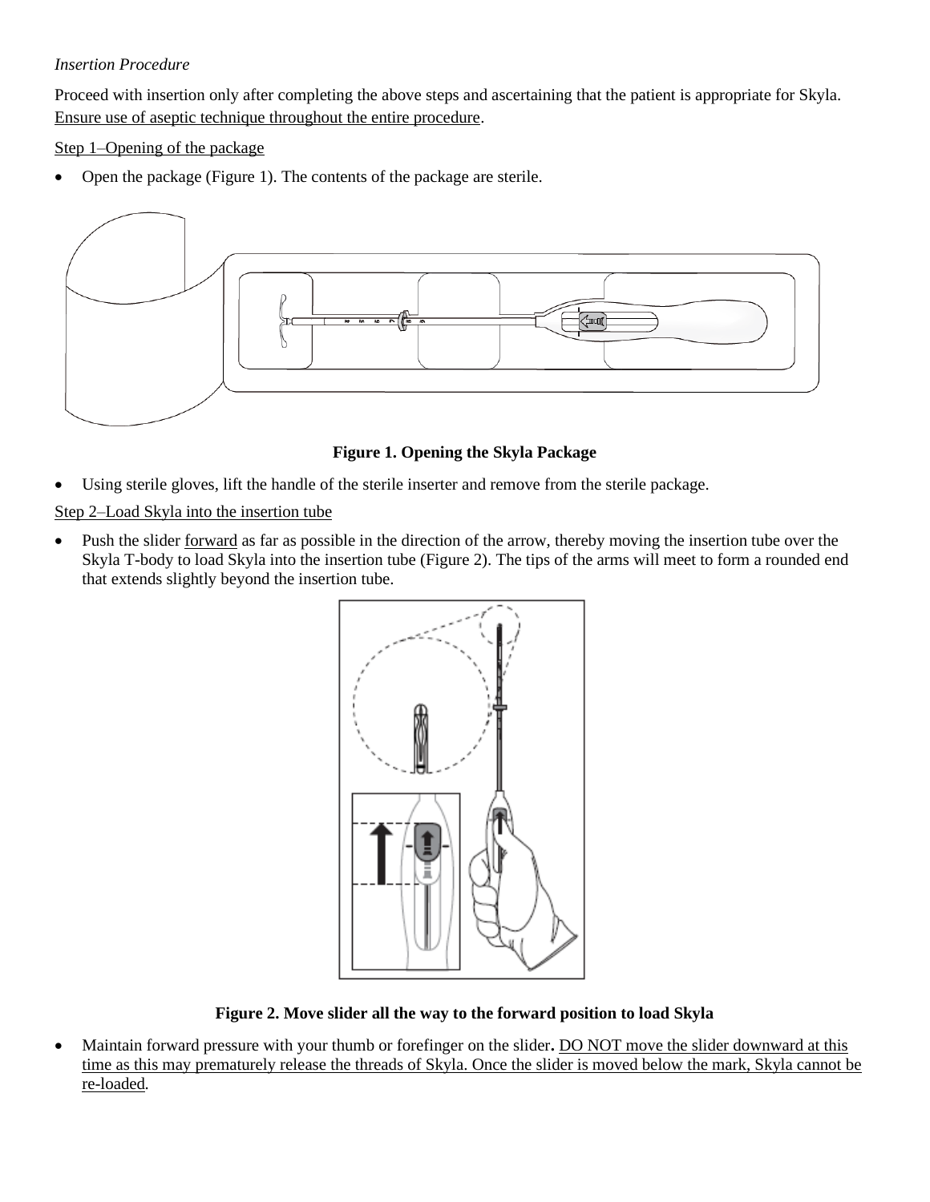*Insertion Procedure*

Proceed with insertion only after completing the above steps and ascertaining that the patient is appropriate for Skyla. <u>Ensure use of aseptic technique throughout the entire procedure</u>.

<u>Step 1–Opening of the package</u>

- Open the package (Figure 1). The contents of the package are sterile.

**Figure 1. Opening the Skyla Package**

- Using sterile gloves, lift the handle of the sterile inserter and remove from the sterile package.

<u>Step 2–Load Skyla into the insertion tube</u>

- Push the slider <u>forward</u> as far as possible in the direction of the arrow, thereby moving the insertion tube over the Skyla T-body to load Skyla into the insertion tube (Figure 2). The tips of the arms will meet to form a rounded end that extends slightly beyond the insertion tube.

**Figure 2. Move slider all the way to the forward position to load Skyla**

- Maintain forward pressure with your thumb or forefinger on the slider**.** <u>DO NOT move the slider downward at this time as this may prematurely release the threads of Skyla. Once the slider is moved below the mark, Skyla cannot be re-loaded</u>.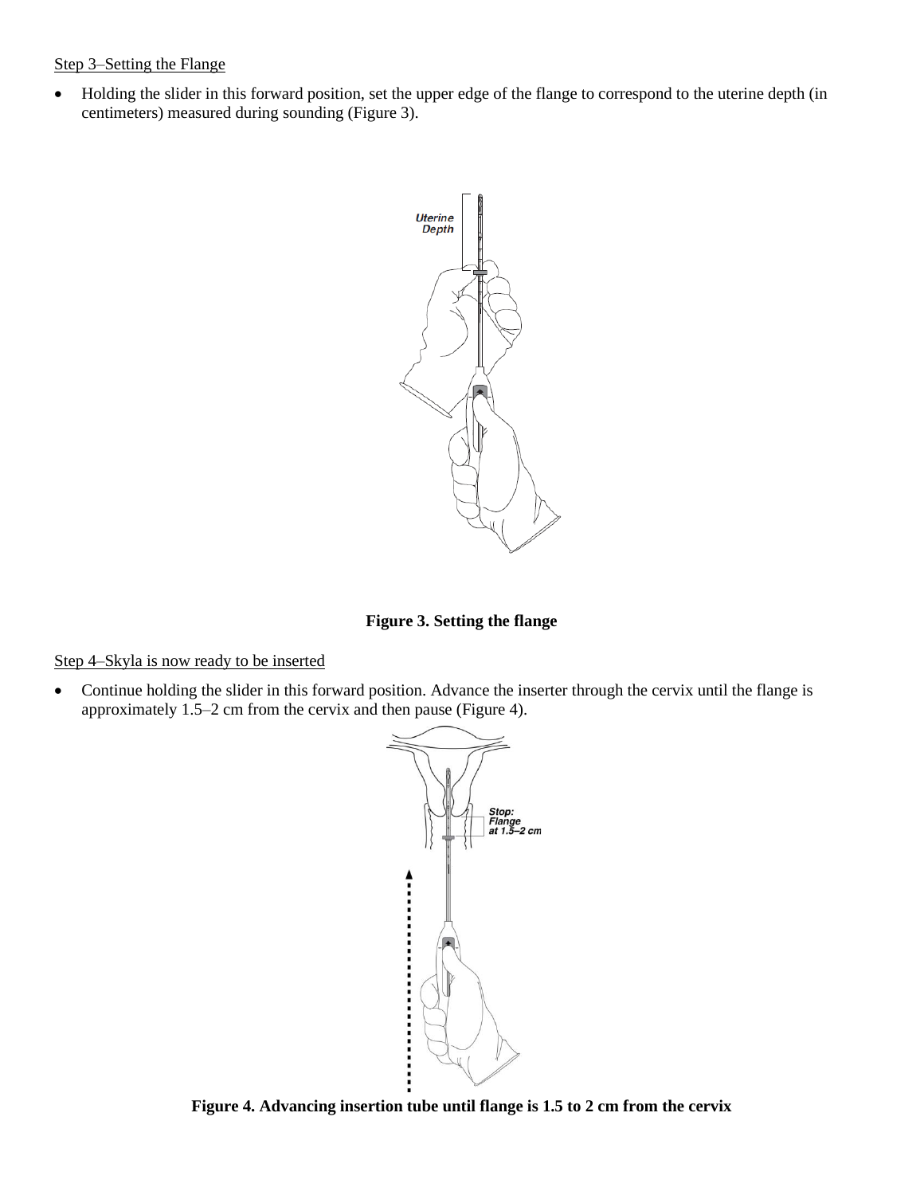Step 3–Setting the Flange

- Holding the slider in this forward position, set the upper edge of the flange to correspond to the uterine depth (in centimeters) measured during sounding (Figure 3).

**Figure 3. Setting the flange**

Step 4–Skyla is now ready to be inserted

- Continue holding the slider in this forward position. Advance the inserter through the cervix until the flange is approximately 1.5–2 cm from the cervix and then pause (Figure 4).

**Figure 4. Advancing insertion tube until flange is 1.5 to 2 cm from the cervix**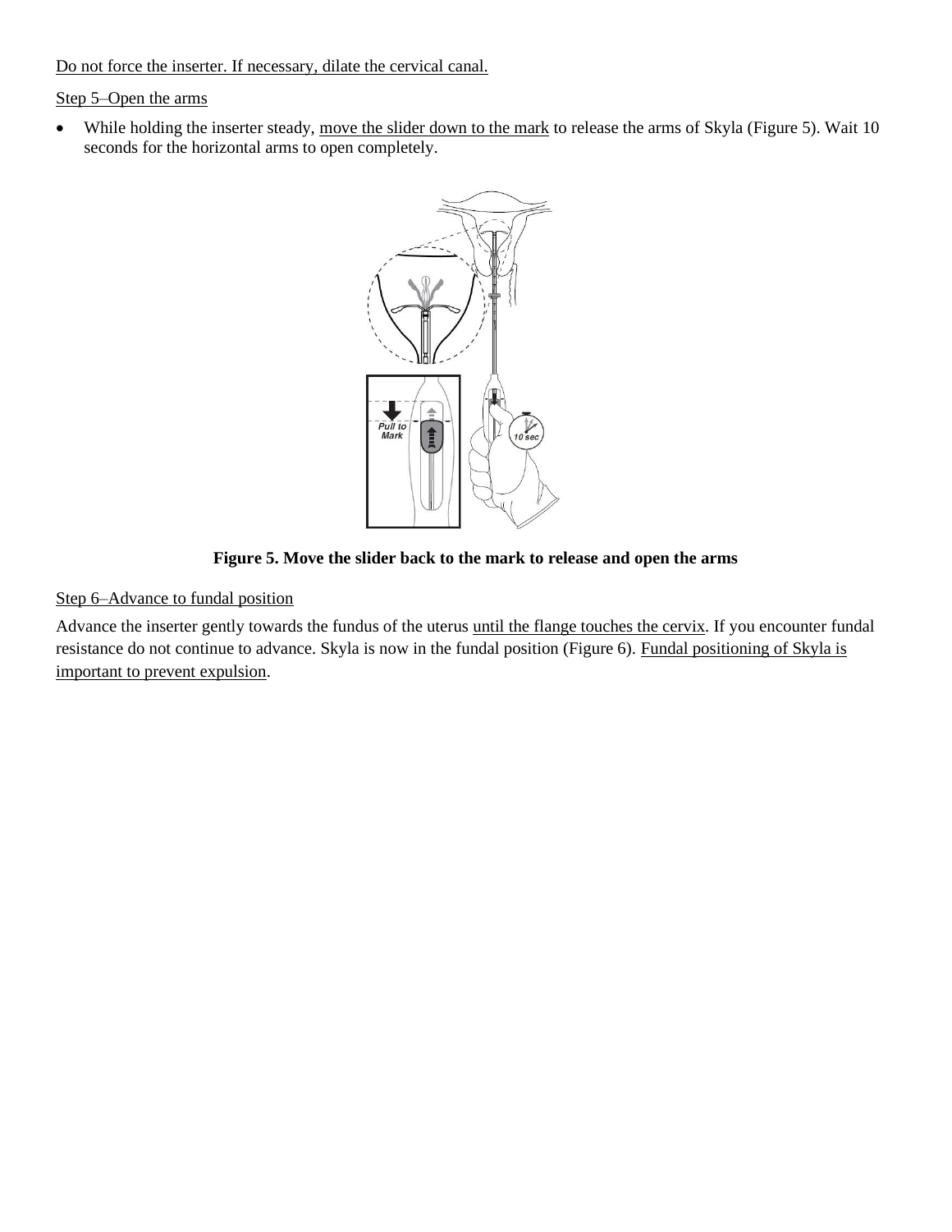Do not force the inserter. If necessary, dilate the cervical canal.

Step 5–Open the arms

- While holding the inserter steady, move the slider down to the mark to release the arms of Skyla (Figure 5). Wait 10 seconds for the horizontal arms to open completely.

**Figure 5. Move the slider back to the mark to release and open the arms**

Step 6–Advance to fundal position

Advance the inserter gently towards the fundus of the uterus until the flange touches the cervix. If you encounter fundal resistance do not continue to advance. Skyla is now in the fundal position (Figure 6). Fundal positioning of Skyla is important to prevent expulsion.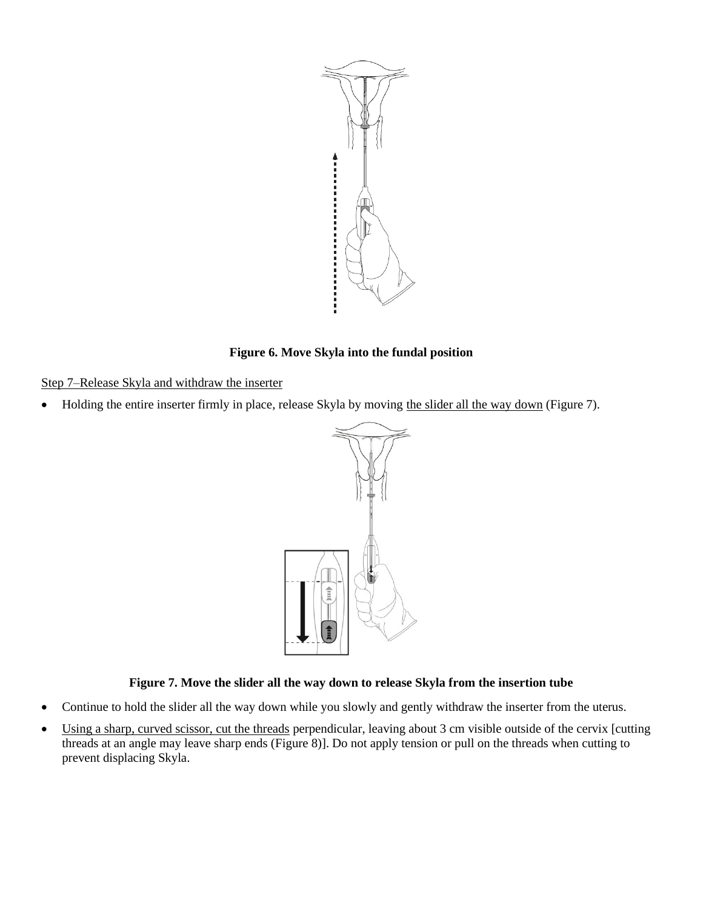**Figure 6. Move Skyla into the fundal position**

<u>Step 7–Release Skyla and withdraw the inserter</u>

- Holding the entire inserter firmly in place, release Skyla by moving <u>the slider all the way down</u> (Figure 7).

**Figure 7. Move the slider all the way down to release Skyla from the insertion tube**

- Continue to hold the slider all the way down while you slowly and gently withdraw the inserter from the uterus.
- <u>Using a sharp, curved scissor, cut the threads</u> perpendicular, leaving about 3 cm visible outside of the cervix [cutting threads at an angle may leave sharp ends (Figure 8)]. Do not apply tension or pull on the threads when cutting to prevent displacing Skyla.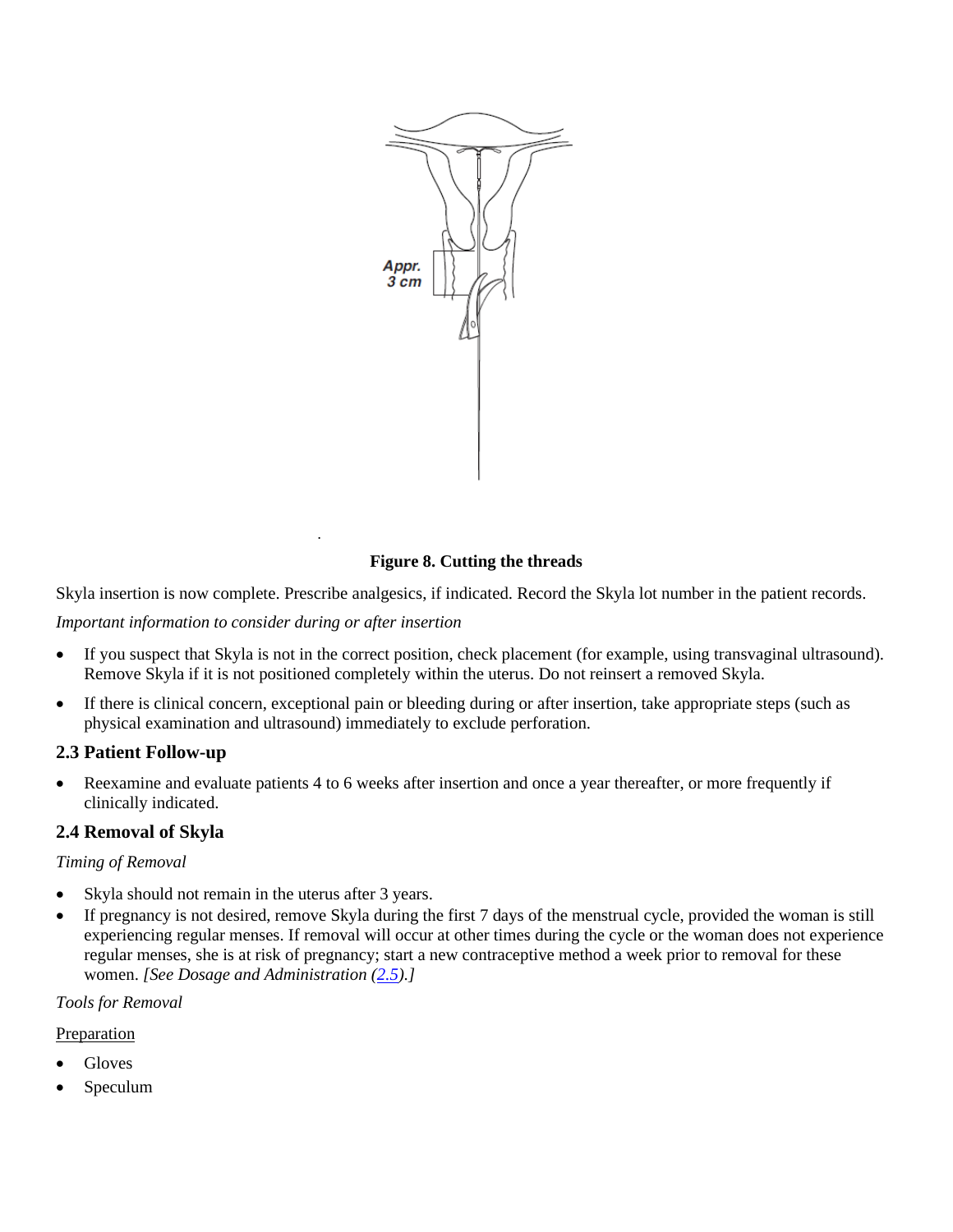**Figure 8. Cutting the threads**

Skyla insertion is now complete. Prescribe analgesics, if indicated. Record the Skyla lot number in the patient records.

*Important information to consider during or after insertion*

- If you suspect that Skyla is not in the correct position, check placement (for example, using transvaginal ultrasound). Remove Skyla if it is not positioned completely within the uterus. Do not reinsert a removed Skyla.
- If there is clinical concern, exceptional pain or bleeding during or after insertion, take appropriate steps (such as physical examination and ultrasound) immediately to exclude perforation.

## 2.3 Patient Follow-up

- Reexamine and evaluate patients 4 to 6 weeks after insertion and once a year thereafter, or more frequently if clinically indicated.

## 2.4 Removal of Skyla

*Timing of Removal*

- Skyla should not remain in the uterus after 3 years.
- If pregnancy is not desired, remove Skyla during the first 7 days of the menstrual cycle, provided the woman is still experiencing regular menses. If removal will occur at other times during the cycle or the woman does not experience regular menses, she is at risk of pregnancy; start a new contraceptive method a week prior to removal for these women. *[See Dosage and Administration (2.5).]*

*Tools for Removal*

Preparation

- Gloves
- Speculum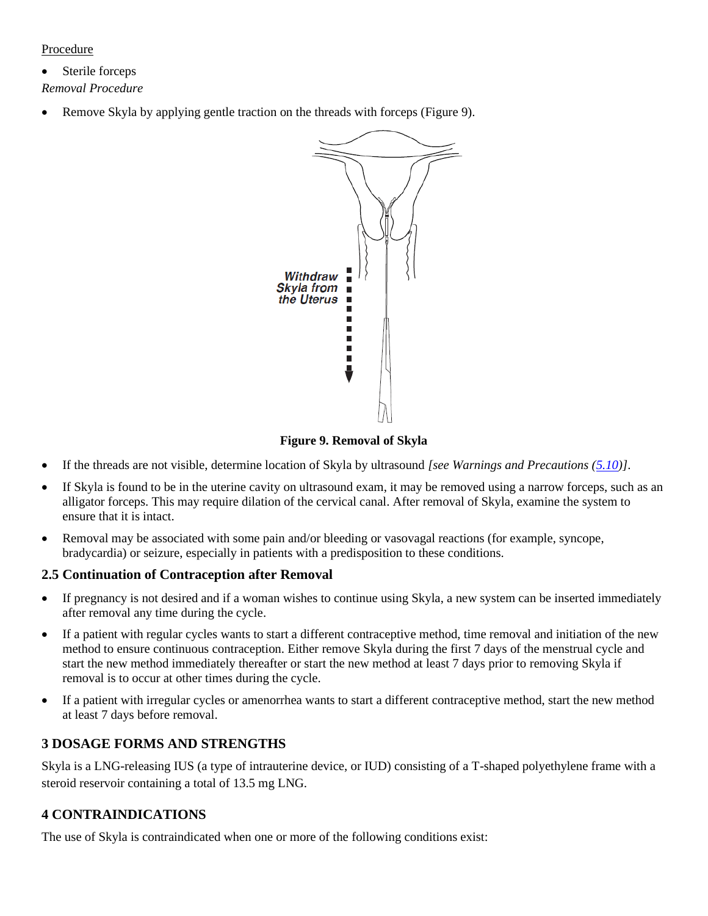Procedure

- Sterile forceps

*Removal Procedure*

- Remove Skyla by applying gentle traction on the threads with forceps (Figure 9).

**Figure 9. Removal of Skyla**

- If the threads are not visible, determine location of Skyla by ultrasound *[see Warnings and Precautions (5.10)]*.
- If Skyla is found to be in the uterine cavity on ultrasound exam, it may be removed using a narrow forceps, such as an alligator forceps. This may require dilation of the cervical canal. After removal of Skyla, examine the system to ensure that it is intact.
- Removal may be associated with some pain and/or bleeding or vasovagal reactions (for example, syncope, bradycardia) or seizure, especially in patients with a predisposition to these conditions.

## 2.5 Continuation of Contraception after Removal

- If pregnancy is not desired and if a woman wishes to continue using Skyla, a new system can be inserted immediately after removal any time during the cycle.
- If a patient with regular cycles wants to start a different contraceptive method, time removal and initiation of the new method to ensure continuous contraception. Either remove Skyla during the first 7 days of the menstrual cycle and start the new method immediately thereafter or start the new method at least 7 days prior to removing Skyla if removal is to occur at other times during the cycle.
- If a patient with irregular cycles or amenorrhea wants to start a different contraceptive method, start the new method at least 7 days before removal.

## 3 DOSAGE FORMS AND STRENGTHS

Skyla is a LNG-releasing IUS (a type of intrauterine device, or IUD) consisting of a T-shaped polyethylene frame with a steroid reservoir containing a total of 13.5 mg LNG.

## 4 CONTRAINDICATIONS

The use of Skyla is contraindicated when one or more of the following conditions exist: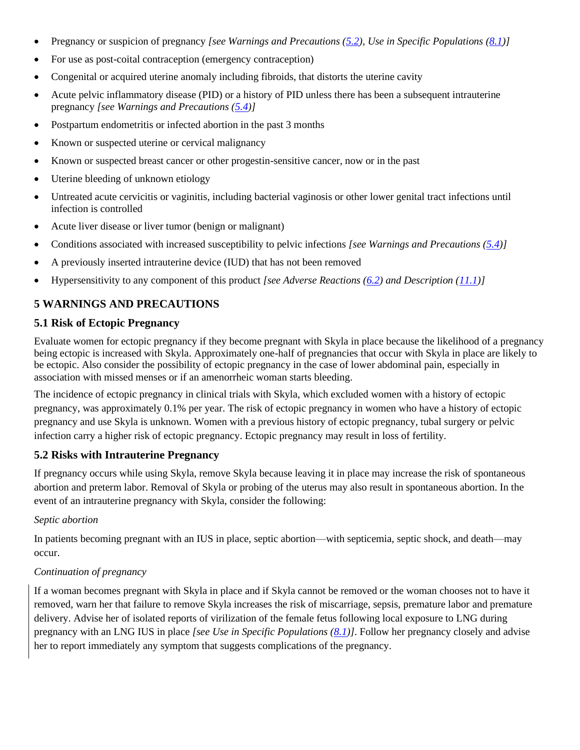- Pregnancy or suspicion of pregnancy *[see Warnings and Precautions (5.2), Use in Specific Populations (8.1)]*
- For use as post-coital contraception (emergency contraception)
- Congenital or acquired uterine anomaly including fibroids, that distorts the uterine cavity
- Acute pelvic inflammatory disease (PID) or a history of PID unless there has been a subsequent intrauterine pregnancy *[see Warnings and Precautions (5.4)]*
- Postpartum endometritis or infected abortion in the past 3 months
- Known or suspected uterine or cervical malignancy
- Known or suspected breast cancer or other progestin-sensitive cancer, now or in the past
- Uterine bleeding of unknown etiology
- Untreated acute cervicitis or vaginitis, including bacterial vaginosis or other lower genital tract infections until infection is controlled
- Acute liver disease or liver tumor (benign or malignant)
- Conditions associated with increased susceptibility to pelvic infections *[see Warnings and Precautions (5.4)]*
- A previously inserted intrauterine device (IUD) that has not been removed
- Hypersensitivity to any component of this product *[see Adverse Reactions (6.2) and Description (11.1)]*

## 5 WARNINGS AND PRECAUTIONS

### 5.1 Risk of Ectopic Pregnancy

Evaluate women for ectopic pregnancy if they become pregnant with Skyla in place because the likelihood of a pregnancy being ectopic is increased with Skyla. Approximately one-half of pregnancies that occur with Skyla in place are likely to be ectopic. Also consider the possibility of ectopic pregnancy in the case of lower abdominal pain, especially in association with missed menses or if an amenorrheic woman starts bleeding.

The incidence of ectopic pregnancy in clinical trials with Skyla, which excluded women with a history of ectopic pregnancy, was approximately 0.1% per year. The risk of ectopic pregnancy in women who have a history of ectopic pregnancy and use Skyla is unknown. Women with a previous history of ectopic pregnancy, tubal surgery or pelvic infection carry a higher risk of ectopic pregnancy. Ectopic pregnancy may result in loss of fertility.

### 5.2 Risks with Intrauterine Pregnancy

If pregnancy occurs while using Skyla, remove Skyla because leaving it in place may increase the risk of spontaneous abortion and preterm labor. Removal of Skyla or probing of the uterus may also result in spontaneous abortion. In the event of an intrauterine pregnancy with Skyla, consider the following:

*Septic abortion*

In patients becoming pregnant with an IUS in place, septic abortion—with septicemia, septic shock, and death—may occur.

*Continuation of pregnancy*

If a woman becomes pregnant with Skyla in place and if Skyla cannot be removed or the woman chooses not to have it removed, warn her that failure to remove Skyla increases the risk of miscarriage, sepsis, premature labor and premature delivery. Advise her of isolated reports of virilization of the female fetus following local exposure to LNG during pregnancy with an LNG IUS in place *[see Use in Specific Populations (8.1)]*. Follow her pregnancy closely and advise her to report immediately any symptom that suggests complications of the pregnancy.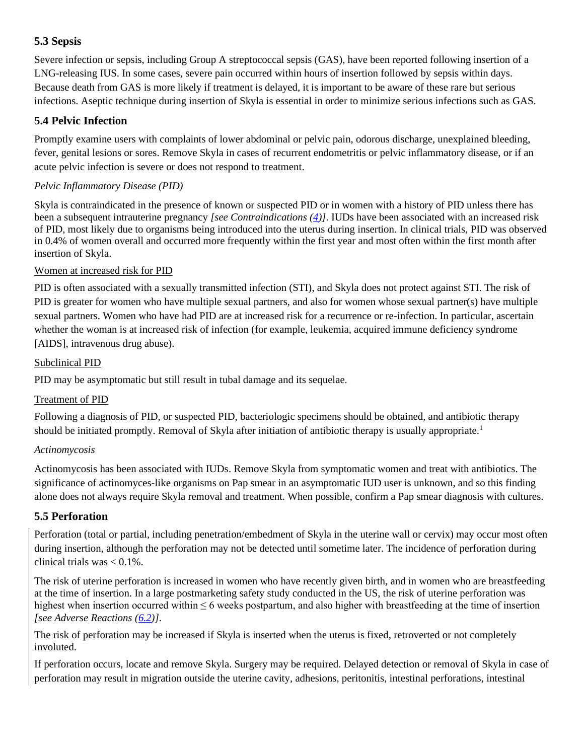## 5.3 Sepsis

Severe infection or sepsis, including Group A streptococcal sepsis (GAS), have been reported following insertion of a LNG-releasing IUS. In some cases, severe pain occurred within hours of insertion followed by sepsis within days. Because death from GAS is more likely if treatment is delayed, it is important to be aware of these rare but serious infections. Aseptic technique during insertion of Skyla is essential in order to minimize serious infections such as GAS.

## 5.4 Pelvic Infection

Promptly examine users with complaints of lower abdominal or pelvic pain, odorous discharge, unexplained bleeding, fever, genital lesions or sores. Remove Skyla in cases of recurrent endometritis or pelvic inflammatory disease, or if an acute pelvic infection is severe or does not respond to treatment.

*Pelvic Inflammatory Disease (PID)*

Skyla is contraindicated in the presence of known or suspected PID or in women with a history of PID unless there has been a subsequent intrauterine pregnancy *[see Contraindications (4)]*. IUDs have been associated with an increased risk of PID, most likely due to organisms being introduced into the uterus during insertion. In clinical trials, PID was observed in 0.4% of women overall and occurred more frequently within the first year and most often within the first month after insertion of Skyla.

Women at increased risk for PID

PID is often associated with a sexually transmitted infection (STI), and Skyla does not protect against STI. The risk of PID is greater for women who have multiple sexual partners, and also for women whose sexual partner(s) have multiple sexual partners. Women who have had PID are at increased risk for a recurrence or re-infection. In particular, ascertain whether the woman is at increased risk of infection (for example, leukemia, acquired immune deficiency syndrome [AIDS], intravenous drug abuse).

Subclinical PID

PID may be asymptomatic but still result in tubal damage and its sequelae.

Treatment of PID

Following a diagnosis of PID, or suspected PID, bacteriologic specimens should be obtained, and antibiotic therapy should be initiated promptly. Removal of Skyla after initiation of antibiotic therapy is usually appropriate.[1]

*Actinomycosis*

Actinomycosis has been associated with IUDs. Remove Skyla from symptomatic women and treat with antibiotics. The significance of actinomyces-like organisms on Pap smear in an asymptomatic IUD user is unknown, and so this finding alone does not always require Skyla removal and treatment. When possible, confirm a Pap smear diagnosis with cultures.

## 5.5 Perforation

Perforation (total or partial, including penetration/embedment of Skyla in the uterine wall or cervix) may occur most often during insertion, although the perforation may not be detected until sometime later. The incidence of perforation during clinical trials was < 0.1%.

The risk of uterine perforation is increased in women who have recently given birth, and in women who are breastfeeding at the time of insertion. In a large postmarketing safety study conducted in the US, the risk of uterine perforation was highest when insertion occurred within ≤ 6 weeks postpartum, and also higher with breastfeeding at the time of insertion *[see Adverse Reactions (6.2)]*.

The risk of perforation may be increased if Skyla is inserted when the uterus is fixed, retroverted or not completely involuted.

If perforation occurs, locate and remove Skyla. Surgery may be required. Delayed detection or removal of Skyla in case of perforation may result in migration outside the uterine cavity, adhesions, peritonitis, intestinal perforations, intestinal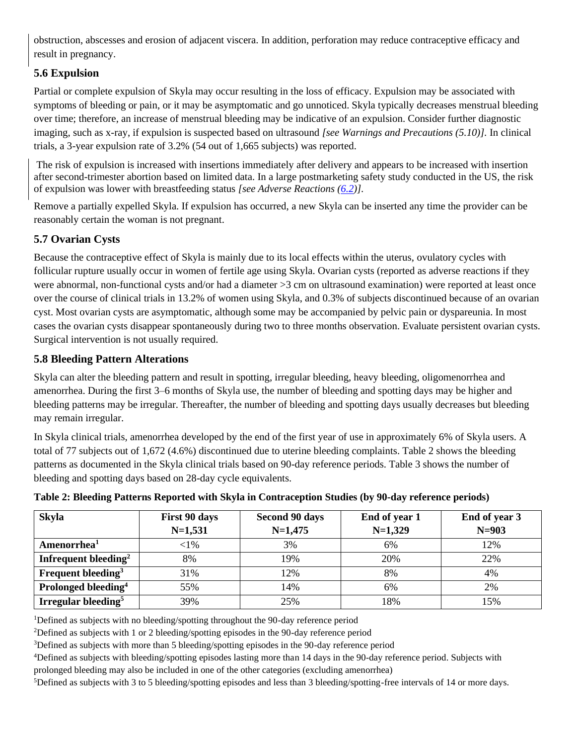obstruction, abscesses and erosion of adjacent viscera. In addition, perforation may reduce contraceptive efficacy and result in pregnancy.

### 5.6 Expulsion

Partial or complete expulsion of Skyla may occur resulting in the loss of efficacy. Expulsion may be associated with symptoms of bleeding or pain, or it may be asymptomatic and go unnoticed. Skyla typically decreases menstrual bleeding over time; therefore, an increase of menstrual bleeding may be indicative of an expulsion. Consider further diagnostic imaging, such as x-ray, if expulsion is suspected based on ultrasound *[see Warnings and Precautions (5.10)]*. In clinical trials, a 3-year expulsion rate of 3.2% (54 out of 1,665 subjects) was reported.

The risk of expulsion is increased with insertions immediately after delivery and appears to be increased with insertion after second-trimester abortion based on limited data. In a large postmarketing safety study conducted in the US, the risk of expulsion was lower with breastfeeding status *[see Adverse Reactions (6.2)]*.

Remove a partially expelled Skyla. If expulsion has occurred, a new Skyla can be inserted any time the provider can be reasonably certain the woman is not pregnant.

### 5.7 Ovarian Cysts

Because the contraceptive effect of Skyla is mainly due to its local effects within the uterus, ovulatory cycles with follicular rupture usually occur in women of fertile age using Skyla. Ovarian cysts (reported as adverse reactions if they were abnormal, non-functional cysts and/or had a diameter >3 cm on ultrasound examination) were reported at least once over the course of clinical trials in 13.2% of women using Skyla, and 0.3% of subjects discontinued because of an ovarian cyst. Most ovarian cysts are asymptomatic, although some may be accompanied by pelvic pain or dyspareunia. In most cases the ovarian cysts disappear spontaneously during two to three months observation. Evaluate persistent ovarian cysts. Surgical intervention is not usually required.

### 5.8 Bleeding Pattern Alterations

Skyla can alter the bleeding pattern and result in spotting, irregular bleeding, heavy bleeding, oligomenorrhea and amenorrhea. During the first 3–6 months of Skyla use, the number of bleeding and spotting days may be higher and bleeding patterns may be irregular. Thereafter, the number of bleeding and spotting days usually decreases but bleeding may remain irregular.

In Skyla clinical trials, amenorrhea developed by the end of the first year of use in approximately 6% of Skyla users. A total of 77 subjects out of 1,672 (4.6%) discontinued due to uterine bleeding complaints. Table 2 shows the bleeding patterns as documented in the Skyla clinical trials based on 90-day reference periods. Table 3 shows the number of bleeding and spotting days based on 28-day cycle equivalents.

**Table 2: Bleeding Patterns Reported with Skyla in Contraception Studies (by 90-day reference periods)**

| Skyla | First 90 days N=1,531 | Second 90 days N=1,475 | End of year 1 N=1,329 | End of year 3 N=903 |
|---|---|---|---|---|
| **Amenorrhea[1]** | <1% | 3% | 6% | 12% |
| **Infrequent bleeding[2]** | 8% | 19% | 20% | 22% |
| **Frequent bleeding[3]** | 31% | 12% | 8% | 4% |
| **Prolonged bleeding[4]** | 55% | 14% | 6% | 2% |
| **Irregular bleeding[5]** | 39% | 25% | 18% | 15% |

[1]Defined as subjects with no bleeding/spotting throughout the 90-day reference period

[2]Defined as subjects with 1 or 2 bleeding/spotting episodes in the 90-day reference period

[3]Defined as subjects with more than 5 bleeding/spotting episodes in the 90-day reference period

[4]Defined as subjects with bleeding/spotting episodes lasting more than 14 days in the 90-day reference period. Subjects with prolonged bleeding may also be included in one of the other categories (excluding amenorrhea)

[5]Defined as subjects with 3 to 5 bleeding/spotting episodes and less than 3 bleeding/spotting-free intervals of 14 or more days.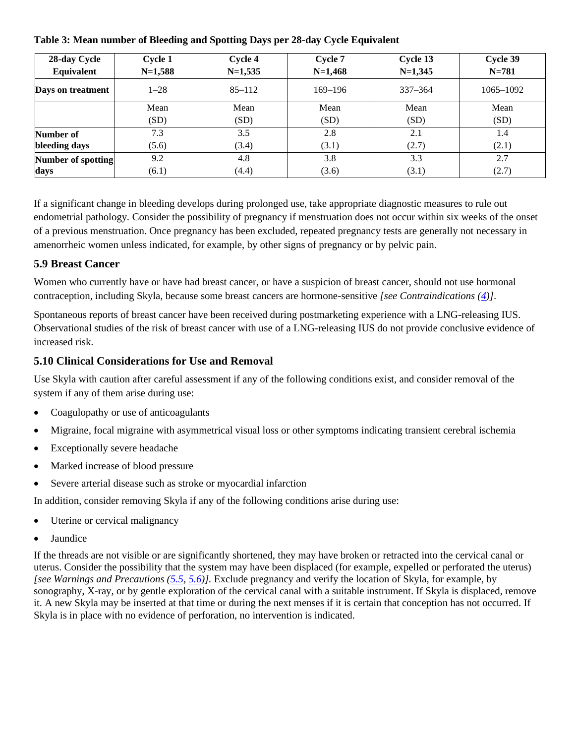**Table 3: Mean number of Bleeding and Spotting Days per 28-day Cycle Equivalent**

| 28-day Cycle Equivalent | Cycle 1 N=1,588 | Cycle 4 N=1,535 | Cycle 7 N=1,468 | Cycle 13 N=1,345 | Cycle 39 N=781 |
|---|---|---|---|---|---|
| **Days on treatment** | 1–28 | 85–112 | 169–196 | 337–364 | 1065–1092 |
| | Mean (SD) | Mean (SD) | Mean (SD) | Mean (SD) | Mean (SD) |
| **Number of bleeding days** | 7.3 (5.6) | 3.5 (3.4) | 2.8 (3.1) | 2.1 (2.7) | 1.4 (2.1) |
| **Number of spotting days** | 9.2 (6.1) | 4.8 (4.4) | 3.8 (3.6) | 3.3 (3.1) | 2.7 (2.7) |

If a significant change in bleeding develops during prolonged use, take appropriate diagnostic measures to rule out endometrial pathology. Consider the possibility of pregnancy if menstruation does not occur within six weeks of the onset of a previous menstruation. Once pregnancy has been excluded, repeated pregnancy tests are generally not necessary in amenorrheic women unless indicated, for example, by other signs of pregnancy or by pelvic pain.

### 5.9 Breast Cancer

Women who currently have or have had breast cancer, or have a suspicion of breast cancer, should not use hormonal contraception, including Skyla, because some breast cancers are hormone-sensitive *[see Contraindications (4)]*.

Spontaneous reports of breast cancer have been received during postmarketing experience with a LNG-releasing IUS. Observational studies of the risk of breast cancer with use of a LNG-releasing IUS do not provide conclusive evidence of increased risk.

### 5.10 Clinical Considerations for Use and Removal

Use Skyla with caution after careful assessment if any of the following conditions exist, and consider removal of the system if any of them arise during use:

- Coagulopathy or use of anticoagulants
- Migraine, focal migraine with asymmetrical visual loss or other symptoms indicating transient cerebral ischemia
- Exceptionally severe headache
- Marked increase of blood pressure
- Severe arterial disease such as stroke or myocardial infarction

In addition, consider removing Skyla if any of the following conditions arise during use:

- Uterine or cervical malignancy
- Jaundice

If the threads are not visible or are significantly shortened, they may have broken or retracted into the cervical canal or uterus. Consider the possibility that the system may have been displaced (for example, expelled or perforated the uterus) *[see Warnings and Precautions (5.5, 5.6)].* Exclude pregnancy and verify the location of Skyla, for example, by sonography, X-ray, or by gentle exploration of the cervical canal with a suitable instrument. If Skyla is displaced, remove it. A new Skyla may be inserted at that time or during the next menses if it is certain that conception has not occurred. If Skyla is in place with no evidence of perforation, no intervention is indicated.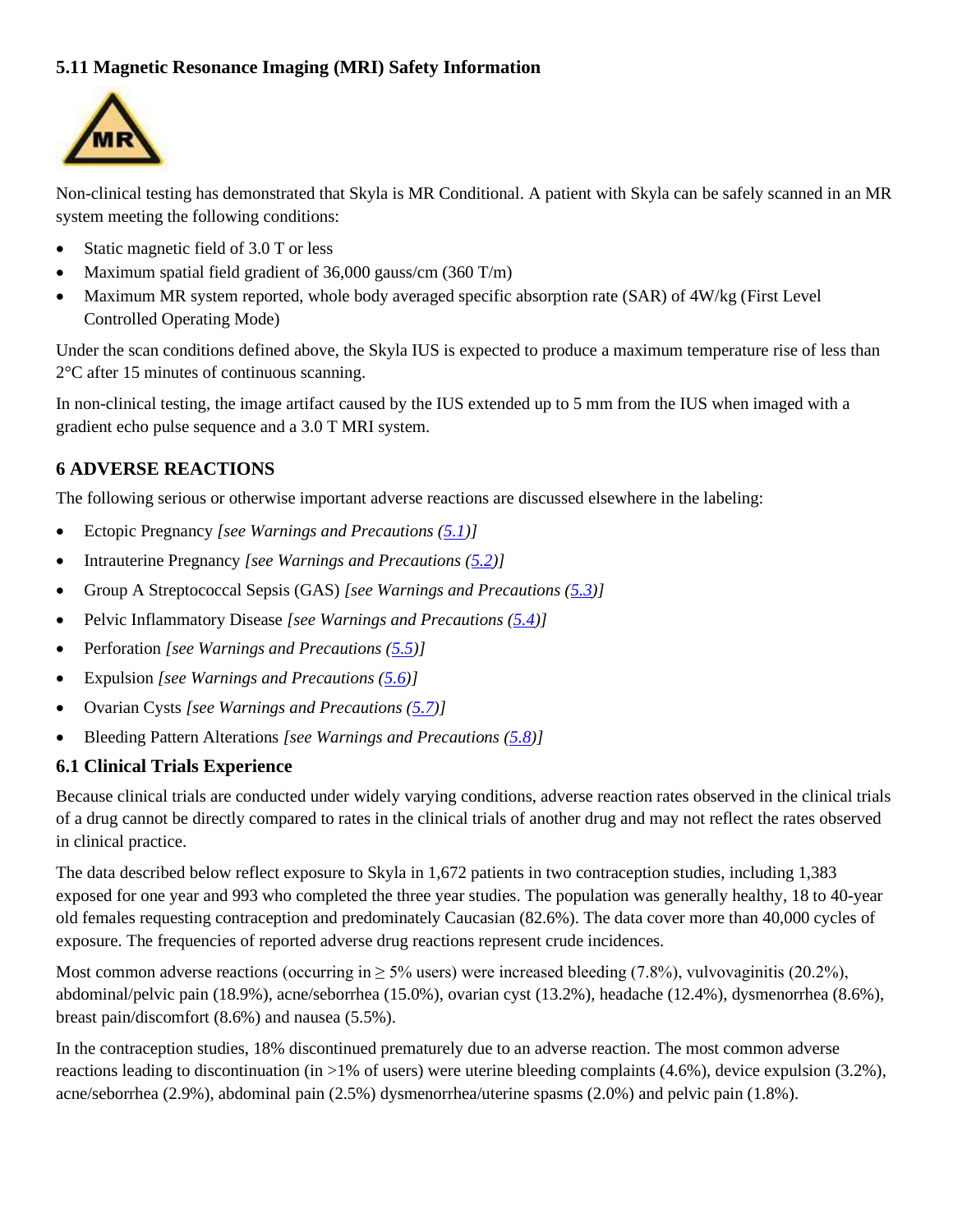### 5.11 Magnetic Resonance Imaging (MRI) Safety Information

Non-clinical testing has demonstrated that Skyla is MR Conditional. A patient with Skyla can be safely scanned in an MR system meeting the following conditions:

- Static magnetic field of 3.0 T or less
- Maximum spatial field gradient of 36,000 gauss/cm (360 T/m)
- Maximum MR system reported, whole body averaged specific absorption rate (SAR) of 4W/kg (First Level Controlled Operating Mode)

Under the scan conditions defined above, the Skyla IUS is expected to produce a maximum temperature rise of less than 2°C after 15 minutes of continuous scanning.

In non-clinical testing, the image artifact caused by the IUS extended up to 5 mm from the IUS when imaged with a gradient echo pulse sequence and a 3.0 T MRI system.

## 6 ADVERSE REACTIONS

The following serious or otherwise important adverse reactions are discussed elsewhere in the labeling:

- Ectopic Pregnancy *[see Warnings and Precautions (5.1)]*
- Intrauterine Pregnancy *[see Warnings and Precautions (5.2)]*
- Group A Streptococcal Sepsis (GAS) *[see Warnings and Precautions (5.3)]*
- Pelvic Inflammatory Disease *[see Warnings and Precautions (5.4)]*
- Perforation *[see Warnings and Precautions (5.5)]*
- Expulsion *[see Warnings and Precautions (5.6)]*
- Ovarian Cysts *[see Warnings and Precautions (5.7)]*
- Bleeding Pattern Alterations *[see Warnings and Precautions (5.8)]*

### 6.1 Clinical Trials Experience

Because clinical trials are conducted under widely varying conditions, adverse reaction rates observed in the clinical trials of a drug cannot be directly compared to rates in the clinical trials of another drug and may not reflect the rates observed in clinical practice.

The data described below reflect exposure to Skyla in 1,672 patients in two contraception studies, including 1,383 exposed for one year and 993 who completed the three year studies. The population was generally healthy, 18 to 40-year old females requesting contraception and predominately Caucasian (82.6%). The data cover more than 40,000 cycles of exposure. The frequencies of reported adverse drug reactions represent crude incidences.

Most common adverse reactions (occurring in ≥ 5% users) were increased bleeding (7.8%), vulvovaginitis (20.2%), abdominal/pelvic pain (18.9%), acne/seborrhea (15.0%), ovarian cyst (13.2%), headache (12.4%), dysmenorrhea (8.6%), breast pain/discomfort (8.6%) and nausea (5.5%).

In the contraception studies, 18% discontinued prematurely due to an adverse reaction. The most common adverse reactions leading to discontinuation (in >1% of users) were uterine bleeding complaints (4.6%), device expulsion (3.2%), acne/seborrhea (2.9%), abdominal pain (2.5%) dysmenorrhea/uterine spasms (2.0%) and pelvic pain (1.8%).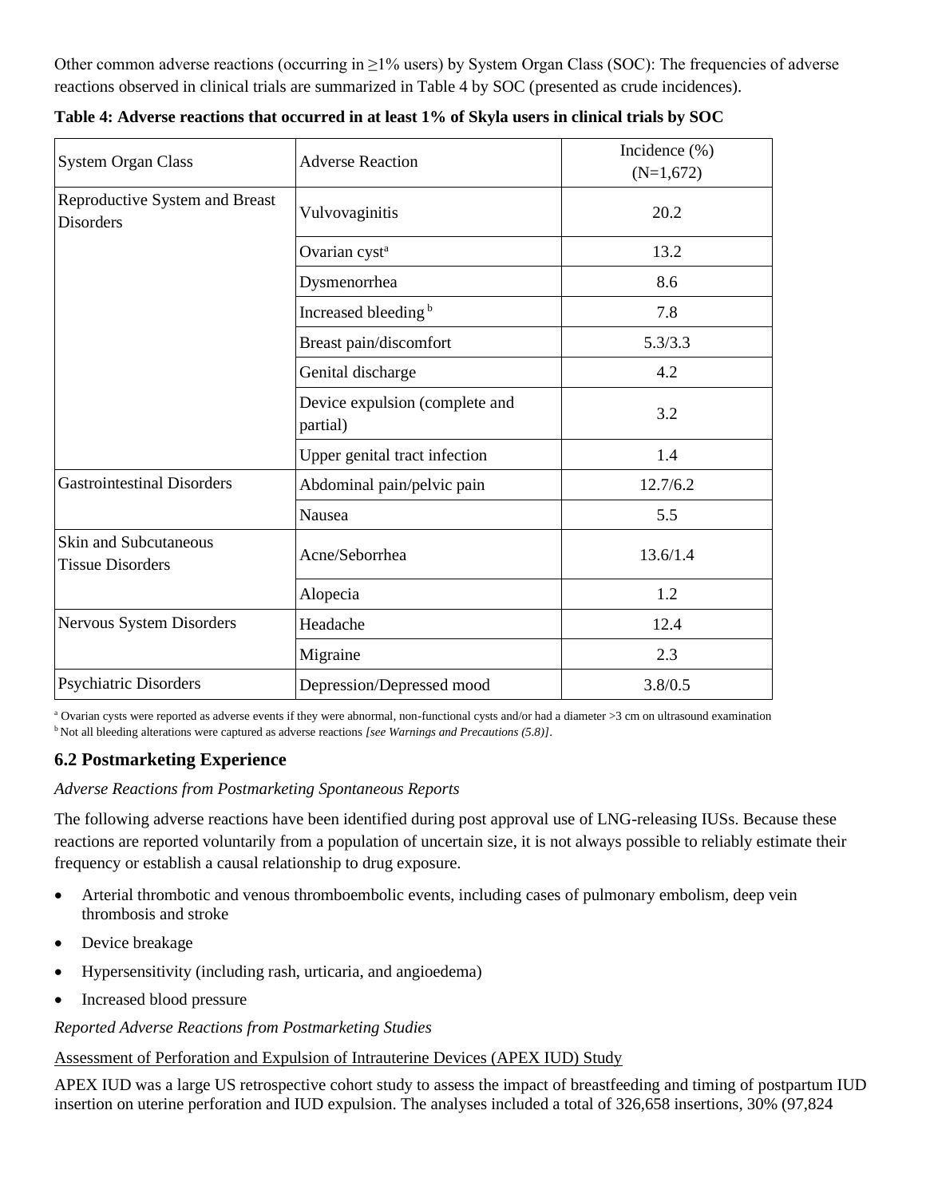Other common adverse reactions (occurring in ≥1% users) by System Organ Class (SOC): The frequencies of adverse reactions observed in clinical trials are summarized in Table 4 by SOC (presented as crude incidences).

**Table 4: Adverse reactions that occurred in at least 1% of Skyla users in clinical trials by SOC**

| System Organ Class | Adverse Reaction | Incidence (%) (N=1,672) |
|---|---|---|
| Reproductive System and Breast Disorders | Vulvovaginitis | 20.2 |
| | Ovarian cyst[a] | 13.2 |
| | Dysmenorrhea | 8.6 |
| | Increased bleeding[b] | 7.8 |
| | Breast pain/discomfort | 5.3/3.3 |
| | Genital discharge | 4.2 |
| | Device expulsion (complete and partial) | 3.2 |
| | Upper genital tract infection | 1.4 |
| Gastrointestinal Disorders | Abdominal pain/pelvic pain | 12.7/6.2 |
| | Nausea | 5.5 |
| Skin and Subcutaneous Tissue Disorders | Acne/Seborrhea | 13.6/1.4 |
| | Alopecia | 1.2 |
| Nervous System Disorders | Headache | 12.4 |
| | Migraine | 2.3 |
| Psychiatric Disorders | Depression/Depressed mood | 3.8/0.5 |

[a] Ovarian cysts were reported as adverse events if they were abnormal, non-functional cysts and/or had a diameter >3 cm on ultrasound examination
[b] Not all bleeding alterations were captured as adverse reactions *[see Warnings and Precautions (5.8)]*.

## 6.2 Postmarketing Experience

*Adverse Reactions from Postmarketing Spontaneous Reports*

The following adverse reactions have been identified during post approval use of LNG-releasing IUSs. Because these reactions are reported voluntarily from a population of uncertain size, it is not always possible to reliably estimate their frequency or establish a causal relationship to drug exposure.

- Arterial thrombotic and venous thromboembolic events, including cases of pulmonary embolism, deep vein thrombosis and stroke
- Device breakage
- Hypersensitivity (including rash, urticaria, and angioedema)
- Increased blood pressure

*Reported Adverse Reactions from Postmarketing Studies*

Assessment of Perforation and Expulsion of Intrauterine Devices (APEX IUD) Study

APEX IUD was a large US retrospective cohort study to assess the impact of breastfeeding and timing of postpartum IUD insertion on uterine perforation and IUD expulsion. The analyses included a total of 326,658 insertions, 30% (97,824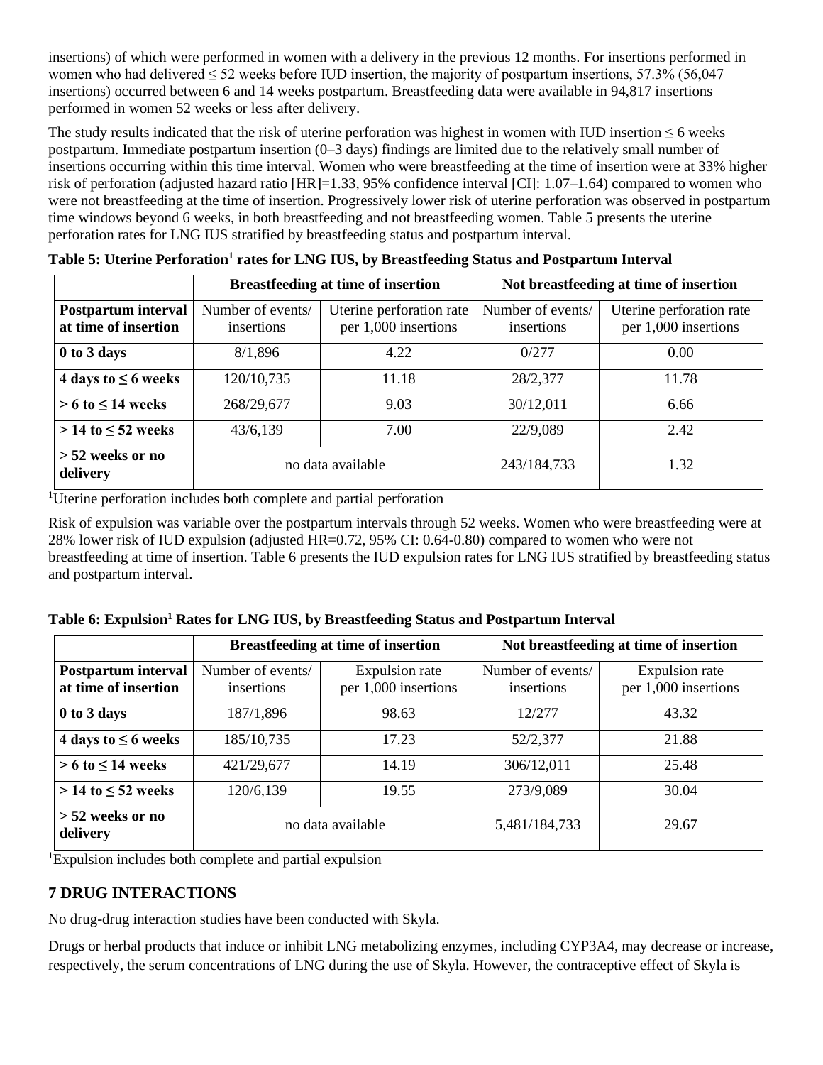insertions) of which were performed in women with a delivery in the previous 12 months. For insertions performed in women who had delivered ≤ 52 weeks before IUD insertion, the majority of postpartum insertions, 57.3% (56,047 insertions) occurred between 6 and 14 weeks postpartum. Breastfeeding data were available in 94,817 insertions performed in women 52 weeks or less after delivery.

The study results indicated that the risk of uterine perforation was highest in women with IUD insertion ≤ 6 weeks postpartum. Immediate postpartum insertion (0–3 days) findings are limited due to the relatively small number of insertions occurring within this time interval. Women who were breastfeeding at the time of insertion were at 33% higher risk of perforation (adjusted hazard ratio [HR]=1.33, 95% confidence interval [CI]: 1.07–1.64) compared to women who were not breastfeeding at the time of insertion. Progressively lower risk of uterine perforation was observed in postpartum time windows beyond 6 weeks, in both breastfeeding and not breastfeeding women. Table 5 presents the uterine perforation rates for LNG IUS stratified by breastfeeding status and postpartum interval.

**Table 5: Uterine Perforation[1] rates for LNG IUS, by Breastfeeding Status and Postpartum Interval**

| | Breastfeeding at time of insertion | | Not breastfeeding at time of insertion | |
|---|---|---|---|---|
| **Postpartum interval at time of insertion** | Number of events/ insertions | Uterine perforation rate per 1,000 insertions | Number of events/ insertions | Uterine perforation rate per 1,000 insertions |
| **0 to 3 days** | 8/1,896 | 4.22 | 0/277 | 0.00 |
| **4 days to ≤ 6 weeks** | 120/10,735 | 11.18 | 28/2,377 | 11.78 |
| **> 6 to ≤ 14 weeks** | 268/29,677 | 9.03 | 30/12,011 | 6.66 |
| **> 14 to ≤ 52 weeks** | 43/6,139 | 7.00 | 22/9,089 | 2.42 |
| **> 52 weeks or no delivery** | no data available | | 243/184,733 | 1.32 |

[1]Uterine perforation includes both complete and partial perforation

Risk of expulsion was variable over the postpartum intervals through 52 weeks. Women who were breastfeeding were at 28% lower risk of IUD expulsion (adjusted HR=0.72, 95% CI: 0.64-0.80) compared to women who were not breastfeeding at time of insertion. Table 6 presents the IUD expulsion rates for LNG IUS stratified by breastfeeding status and postpartum interval.

**Table 6: Expulsion[1] Rates for LNG IUS, by Breastfeeding Status and Postpartum Interval**

| | Breastfeeding at time of insertion | | Not breastfeeding at time of insertion | |
|---|---|---|---|---|
| **Postpartum interval at time of insertion** | Number of events/ insertions | Expulsion rate per 1,000 insertions | Number of events/ insertions | Expulsion rate per 1,000 insertions |
| **0 to 3 days** | 187/1,896 | 98.63 | 12/277 | 43.32 |
| **4 days to ≤ 6 weeks** | 185/10,735 | 17.23 | 52/2,377 | 21.88 |
| **> 6 to ≤ 14 weeks** | 421/29,677 | 14.19 | 306/12,011 | 25.48 |
| **> 14 to ≤ 52 weeks** | 120/6,139 | 19.55 | 273/9,089 | 30.04 |
| **> 52 weeks or no delivery** | no data available | | 5,481/184,733 | 29.67 |

[1]Expulsion includes both complete and partial expulsion

## 7 DRUG INTERACTIONS

No drug-drug interaction studies have been conducted with Skyla.

Drugs or herbal products that induce or inhibit LNG metabolizing enzymes, including CYP3A4, may decrease or increase, respectively, the serum concentrations of LNG during the use of Skyla. However, the contraceptive effect of Skyla is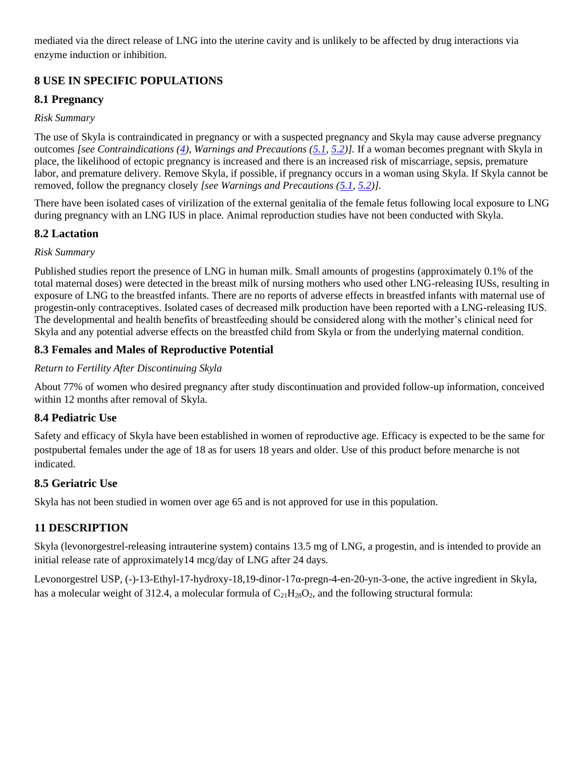mediated via the direct release of LNG into the uterine cavity and is unlikely to be affected by drug interactions via enzyme induction or inhibition.

## 8 USE IN SPECIFIC POPULATIONS

### 8.1 Pregnancy

*Risk Summary*

The use of Skyla is contraindicated in pregnancy or with a suspected pregnancy and Skyla may cause adverse pregnancy outcomes *[see Contraindications (4), Warnings and Precautions (5.1, 5.2)].* If a woman becomes pregnant with Skyla in place, the likelihood of ectopic pregnancy is increased and there is an increased risk of miscarriage, sepsis, premature labor, and premature delivery. Remove Skyla, if possible, if pregnancy occurs in a woman using Skyla. If Skyla cannot be removed, follow the pregnancy closely *[see Warnings and Precautions (5.1, 5.2)].*

There have been isolated cases of virilization of the external genitalia of the female fetus following local exposure to LNG during pregnancy with an LNG IUS in place. Animal reproduction studies have not been conducted with Skyla.

### 8.2 Lactation

*Risk Summary*

Published studies report the presence of LNG in human milk. Small amounts of progestins (approximately 0.1% of the total maternal doses) were detected in the breast milk of nursing mothers who used other LNG-releasing IUSs, resulting in exposure of LNG to the breastfed infants. There are no reports of adverse effects in breastfed infants with maternal use of progestin-only contraceptives. Isolated cases of decreased milk production have been reported with a LNG-releasing IUS. The developmental and health benefits of breastfeeding should be considered along with the mother's clinical need for Skyla and any potential adverse effects on the breastfed child from Skyla or from the underlying maternal condition.

### 8.3 Females and Males of Reproductive Potential

*Return to Fertility After Discontinuing Skyla*

About 77% of women who desired pregnancy after study discontinuation and provided follow-up information, conceived within 12 months after removal of Skyla.

### 8.4 Pediatric Use

Safety and efficacy of Skyla have been established in women of reproductive age. Efficacy is expected to be the same for postpubertal females under the age of 18 as for users 18 years and older. Use of this product before menarche is not indicated.

### 8.5 Geriatric Use

Skyla has not been studied in women over age 65 and is not approved for use in this population.

## 11 DESCRIPTION

Skyla (levonorgestrel-releasing intrauterine system) contains 13.5 mg of LNG, a progestin, and is intended to provide an initial release rate of approximately14 mcg/day of LNG after 24 days.

Levonorgestrel USP, (-)-13-Ethyl-17-hydroxy-18,19-dinor-17α-pregn-4-en-20-yn-3-one, the active ingredient in Skyla, has a molecular weight of 312.4, a molecular formula of $C_{21}H_{28}O_2$, and the following structural formula: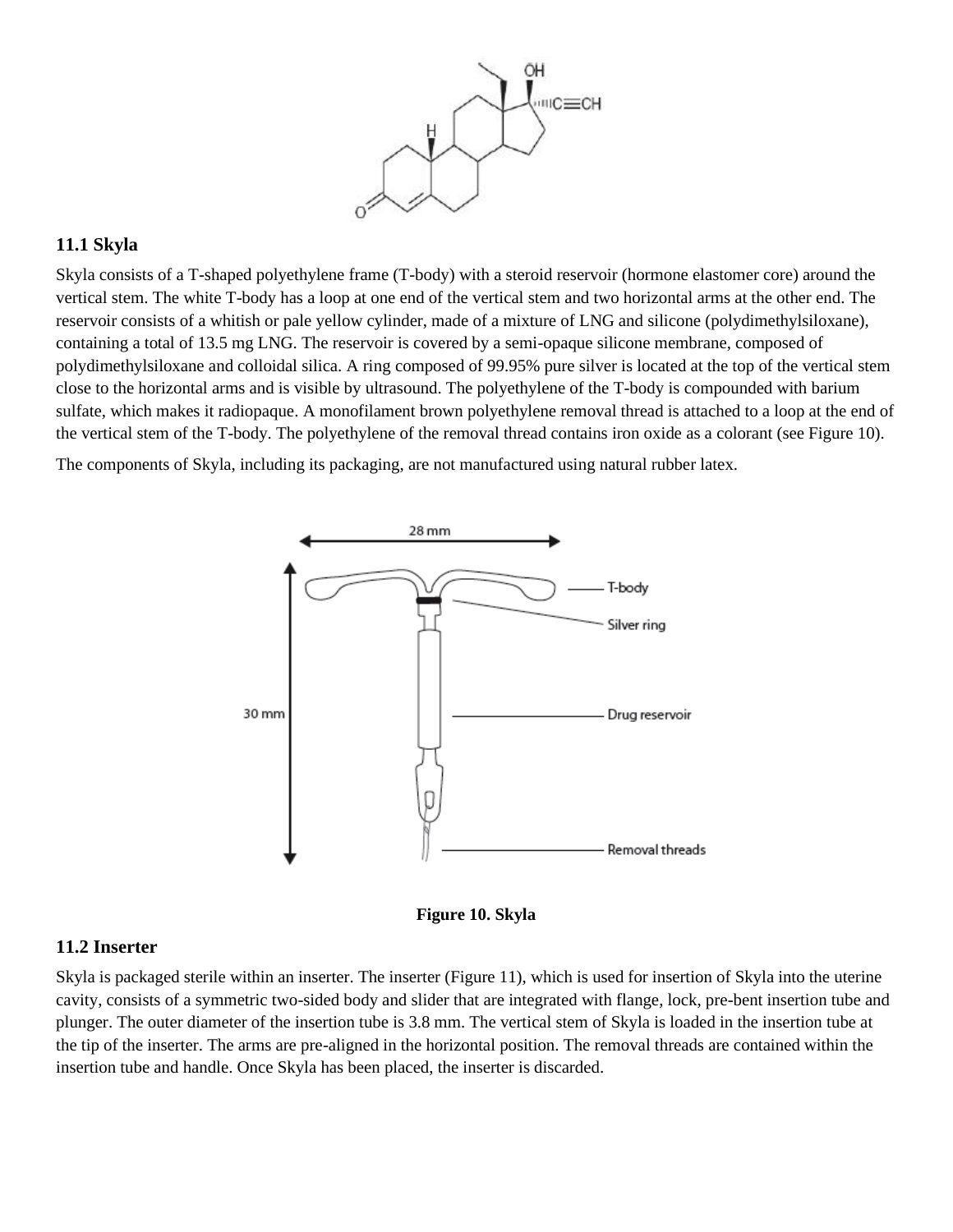## 11.1 Skyla

Skyla consists of a T-shaped polyethylene frame (T-body) with a steroid reservoir (hormone elastomer core) around the vertical stem. The white T-body has a loop at one end of the vertical stem and two horizontal arms at the other end. The reservoir consists of a whitish or pale yellow cylinder, made of a mixture of LNG and silicone (polydimethylsiloxane), containing a total of 13.5 mg LNG. The reservoir is covered by a semi-opaque silicone membrane, composed of polydimethylsiloxane and colloidal silica. A ring composed of 99.95% pure silver is located at the top of the vertical stem close to the horizontal arms and is visible by ultrasound. The polyethylene of the T-body is compounded with barium sulfate, which makes it radiopaque. A monofilament brown polyethylene removal thread is attached to a loop at the end of the vertical stem of the T-body. The polyethylene of the removal thread contains iron oxide as a colorant (see Figure 10).

The components of Skyla, including its packaging, are not manufactured using natural rubber latex.

**Figure 10. Skyla**

## 11.2 Inserter

Skyla is packaged sterile within an inserter. The inserter (Figure 11), which is used for insertion of Skyla into the uterine cavity, consists of a symmetric two-sided body and slider that are integrated with flange, lock, pre-bent insertion tube and plunger. The outer diameter of the insertion tube is 3.8 mm. The vertical stem of Skyla is loaded in the insertion tube at the tip of the inserter. The arms are pre-aligned in the horizontal position. The removal threads are contained within the insertion tube and handle. Once Skyla has been placed, the inserter is discarded.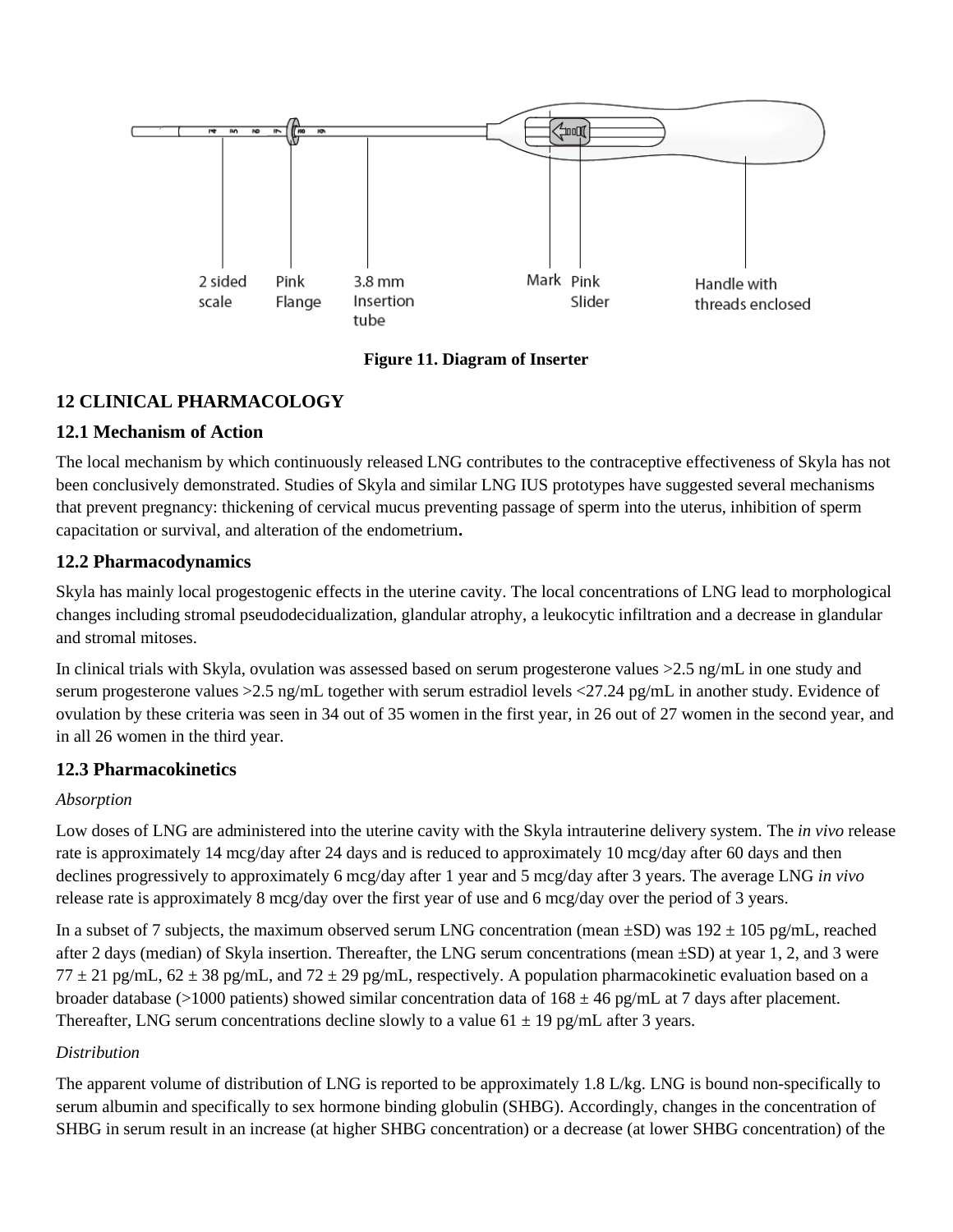2 sided scale | Pink Flange | 3.8 mm Insertion tube | Mark | Pink Slider | Handle with threads enclosed

**Figure 11. Diagram of Inserter**

## 12 CLINICAL PHARMACOLOGY

### 12.1 Mechanism of Action

The local mechanism by which continuously released LNG contributes to the contraceptive effectiveness of Skyla has not been conclusively demonstrated. Studies of Skyla and similar LNG IUS prototypes have suggested several mechanisms that prevent pregnancy: thickening of cervical mucus preventing passage of sperm into the uterus, inhibition of sperm capacitation or survival, and alteration of the endometrium**.**

### 12.2 Pharmacodynamics

Skyla has mainly local progestogenic effects in the uterine cavity. The local concentrations of LNG lead to morphological changes including stromal pseudodecidualization, glandular atrophy, a leukocytic infiltration and a decrease in glandular and stromal mitoses.

In clinical trials with Skyla, ovulation was assessed based on serum progesterone values >2.5 ng/mL in one study and serum progesterone values >2.5 ng/mL together with serum estradiol levels <27.24 pg/mL in another study. Evidence of ovulation by these criteria was seen in 34 out of 35 women in the first year, in 26 out of 27 women in the second year, and in all 26 women in the third year.

### 12.3 Pharmacokinetics

*Absorption*

Low doses of LNG are administered into the uterine cavity with the Skyla intrauterine delivery system. The *in vivo* release rate is approximately 14 mcg/day after 24 days and is reduced to approximately 10 mcg/day after 60 days and then declines progressively to approximately 6 mcg/day after 1 year and 5 mcg/day after 3 years. The average LNG *in vivo* release rate is approximately 8 mcg/day over the first year of use and 6 mcg/day over the period of 3 years.

In a subset of 7 subjects, the maximum observed serum LNG concentration (mean ±SD) was 192 ± 105 pg/mL, reached after 2 days (median) of Skyla insertion. Thereafter, the LNG serum concentrations (mean ±SD) at year 1, 2, and 3 were 77 ± 21 pg/mL, 62 ± 38 pg/mL, and 72 ± 29 pg/mL, respectively. A population pharmacokinetic evaluation based on a broader database (>1000 patients) showed similar concentration data of 168 ± 46 pg/mL at 7 days after placement. Thereafter, LNG serum concentrations decline slowly to a value 61 ± 19 pg/mL after 3 years.

*Distribution*

The apparent volume of distribution of LNG is reported to be approximately 1.8 L/kg. LNG is bound non-specifically to serum albumin and specifically to sex hormone binding globulin (SHBG). Accordingly, changes in the concentration of SHBG in serum result in an increase (at higher SHBG concentration) or a decrease (at lower SHBG concentration) of the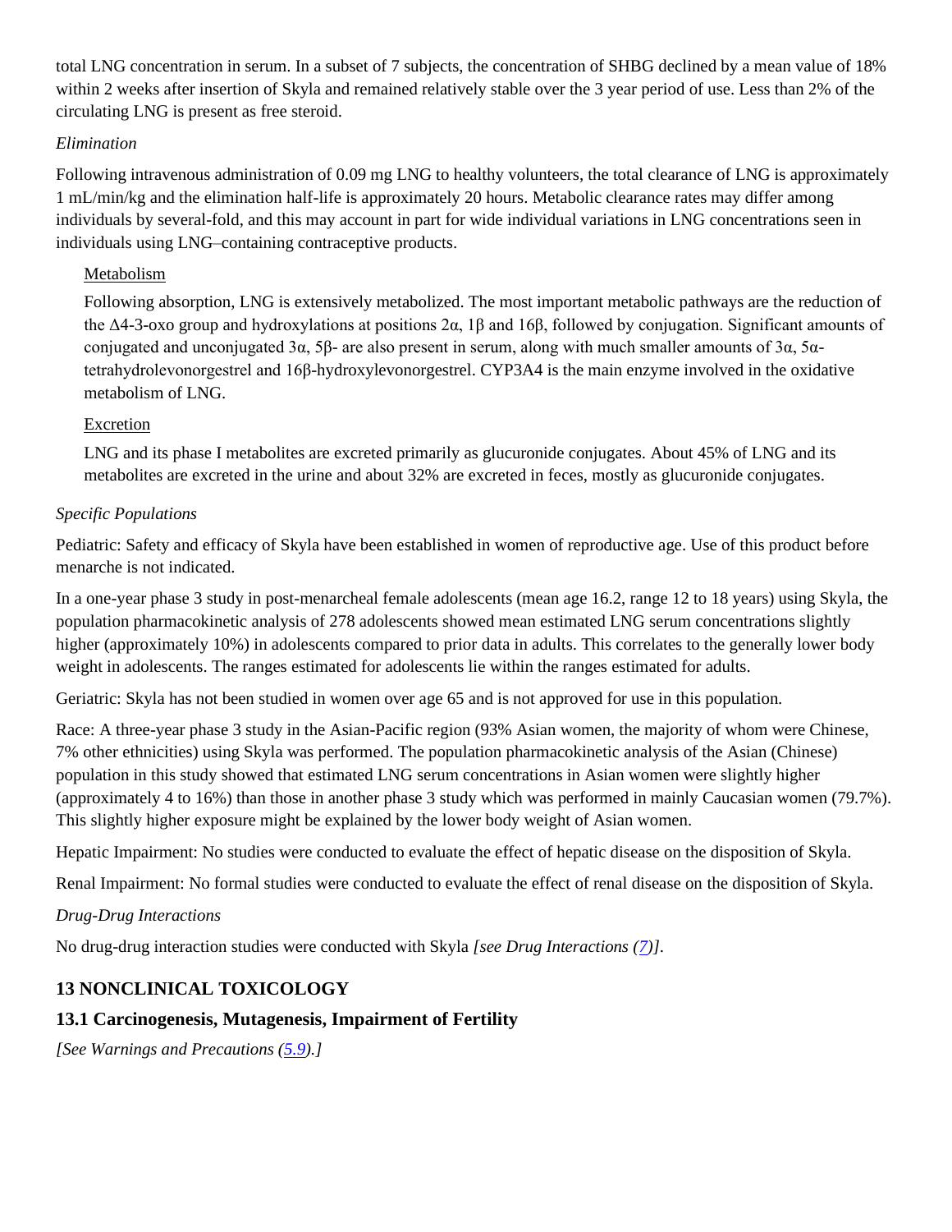total LNG concentration in serum. In a subset of 7 subjects, the concentration of SHBG declined by a mean value of 18% within 2 weeks after insertion of Skyla and remained relatively stable over the 3 year period of use. Less than 2% of the circulating LNG is present as free steroid.

*Elimination*

Following intravenous administration of 0.09 mg LNG to healthy volunteers, the total clearance of LNG is approximately 1 mL/min/kg and the elimination half-life is approximately 20 hours. Metabolic clearance rates may differ among individuals by several-fold, and this may account in part for wide individual variations in LNG concentrations seen in individuals using LNG–containing contraceptive products.

Metabolism

Following absorption, LNG is extensively metabolized. The most important metabolic pathways are the reduction of the Δ4-3-oxo group and hydroxylations at positions 2α, 1β and 16β, followed by conjugation. Significant amounts of conjugated and unconjugated 3α, 5β- are also present in serum, along with much smaller amounts of 3α, 5α-tetrahydrolevonorgestrel and 16β-hydroxylevonorgestrel. CYP3A4 is the main enzyme involved in the oxidative metabolism of LNG.

Excretion

LNG and its phase I metabolites are excreted primarily as glucuronide conjugates. About 45% of LNG and its metabolites are excreted in the urine and about 32% are excreted in feces, mostly as glucuronide conjugates.

*Specific Populations*

Pediatric: Safety and efficacy of Skyla have been established in women of reproductive age. Use of this product before menarche is not indicated.

In a one-year phase 3 study in post-menarcheal female adolescents (mean age 16.2, range 12 to 18 years) using Skyla, the population pharmacokinetic analysis of 278 adolescents showed mean estimated LNG serum concentrations slightly higher (approximately 10%) in adolescents compared to prior data in adults. This correlates to the generally lower body weight in adolescents. The ranges estimated for adolescents lie within the ranges estimated for adults.

Geriatric: Skyla has not been studied in women over age 65 and is not approved for use in this population.

Race: A three-year phase 3 study in the Asian-Pacific region (93% Asian women, the majority of whom were Chinese, 7% other ethnicities) using Skyla was performed. The population pharmacokinetic analysis of the Asian (Chinese) population in this study showed that estimated LNG serum concentrations in Asian women were slightly higher (approximately 4 to 16%) than those in another phase 3 study which was performed in mainly Caucasian women (79.7%). This slightly higher exposure might be explained by the lower body weight of Asian women.

Hepatic Impairment: No studies were conducted to evaluate the effect of hepatic disease on the disposition of Skyla.

Renal Impairment: No formal studies were conducted to evaluate the effect of renal disease on the disposition of Skyla.

*Drug-Drug Interactions*

No drug-drug interaction studies were conducted with Skyla *[see Drug Interactions (7)]*.

## 13 NONCLINICAL TOXICOLOGY

### 13.1 Carcinogenesis, Mutagenesis, Impairment of Fertility

*[See Warnings and Precautions (5.9).]*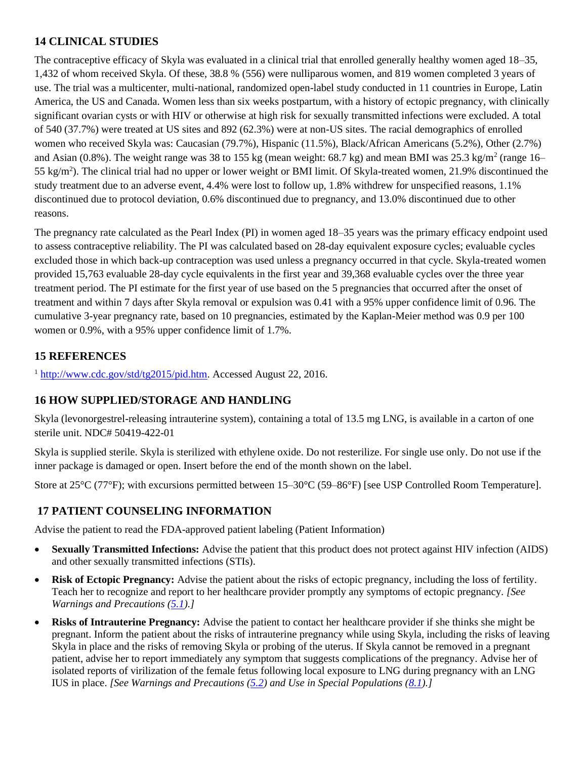## 14 CLINICAL STUDIES

The contraceptive efficacy of Skyla was evaluated in a clinical trial that enrolled generally healthy women aged 18–35, 1,432 of whom received Skyla. Of these, 38.8 % (556) were nulliparous women, and 819 women completed 3 years of use. The trial was a multicenter, multi-national, randomized open-label study conducted in 11 countries in Europe, Latin America, the US and Canada. Women less than six weeks postpartum, with a history of ectopic pregnancy, with clinically significant ovarian cysts or with HIV or otherwise at high risk for sexually transmitted infections were excluded. A total of 540 (37.7%) were treated at US sites and 892 (62.3%) were at non-US sites. The racial demographics of enrolled women who received Skyla was: Caucasian (79.7%), Hispanic (11.5%), Black/African Americans (5.2%), Other (2.7%) and Asian (0.8%). The weight range was 38 to 155 kg (mean weight: 68.7 kg) and mean BMI was 25.3 kg/m$^2$ (range 16–55 kg/m$^2$). The clinical trial had no upper or lower weight or BMI limit. Of Skyla-treated women, 21.9% discontinued the study treatment due to an adverse event, 4.4% were lost to follow up, 1.8% withdrew for unspecified reasons, 1.1% discontinued due to protocol deviation, 0.6% discontinued due to pregnancy, and 13.0% discontinued due to other reasons.

The pregnancy rate calculated as the Pearl Index (PI) in women aged 18–35 years was the primary efficacy endpoint used to assess contraceptive reliability. The PI was calculated based on 28-day equivalent exposure cycles; evaluable cycles excluded those in which back-up contraception was used unless a pregnancy occurred in that cycle. Skyla-treated women provided 15,763 evaluable 28-day cycle equivalents in the first year and 39,368 evaluable cycles over the three year treatment period. The PI estimate for the first year of use based on the 5 pregnancies that occurred after the onset of treatment and within 7 days after Skyla removal or expulsion was 0.41 with a 95% upper confidence limit of 0.96. The cumulative 3-year pregnancy rate, based on 10 pregnancies, estimated by the Kaplan-Meier method was 0.9 per 100 women or 0.9%, with a 95% upper confidence limit of 1.7%.

## 15 REFERENCES

[1] http://www.cdc.gov/std/tg2015/pid.htm. Accessed August 22, 2016.

## 16 HOW SUPPLIED/STORAGE AND HANDLING

Skyla (levonorgestrel-releasing intrauterine system), containing a total of 13.5 mg LNG, is available in a carton of one sterile unit. NDC# 50419-422-01

Skyla is supplied sterile. Skyla is sterilized with ethylene oxide. Do not resterilize. For single use only. Do not use if the inner package is damaged or open. Insert before the end of the month shown on the label.

Store at 25°C (77°F); with excursions permitted between 15–30°C (59–86°F) [see USP Controlled Room Temperature].

## 17 PATIENT COUNSELING INFORMATION

Advise the patient to read the FDA-approved patient labeling (Patient Information)

- **Sexually Transmitted Infections:** Advise the patient that this product does not protect against HIV infection (AIDS) and other sexually transmitted infections (STIs).
- **Risk of Ectopic Pregnancy:** Advise the patient about the risks of ectopic pregnancy, including the loss of fertility. Teach her to recognize and report to her healthcare provider promptly any symptoms of ectopic pregnancy. *[See Warnings and Precautions (5.1).]*
- **Risks of Intrauterine Pregnancy:** Advise the patient to contact her healthcare provider if she thinks she might be pregnant. Inform the patient about the risks of intrauterine pregnancy while using Skyla, including the risks of leaving Skyla in place and the risks of removing Skyla or probing of the uterus. If Skyla cannot be removed in a pregnant patient, advise her to report immediately any symptom that suggests complications of the pregnancy. Advise her of isolated reports of virilization of the female fetus following local exposure to LNG during pregnancy with an LNG IUS in place. *[See Warnings and Precautions (5.2) and Use in Special Populations (8.1).]*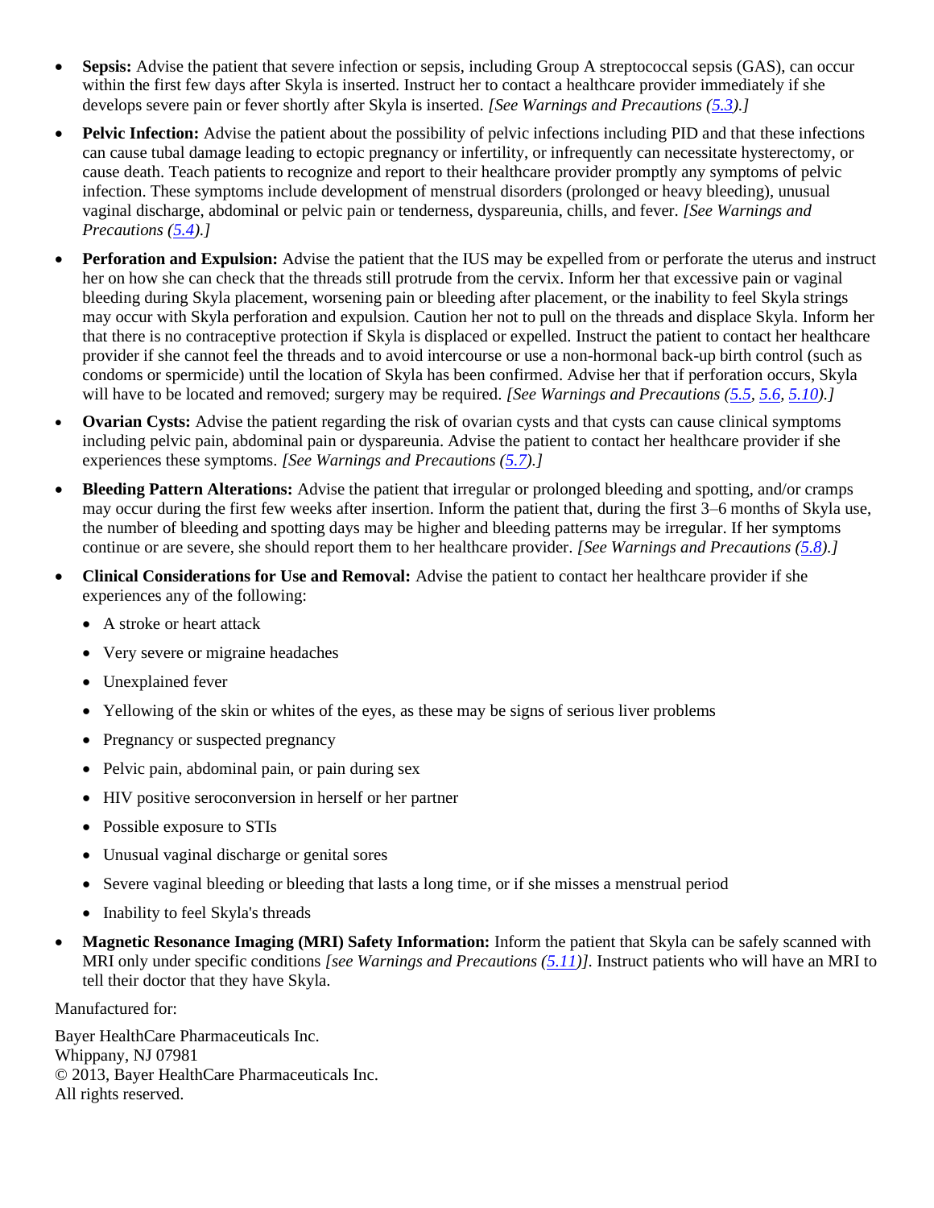- **Sepsis:** Advise the patient that severe infection or sepsis, including Group A streptococcal sepsis (GAS), can occur within the first few days after Skyla is inserted. Instruct her to contact a healthcare provider immediately if she develops severe pain or fever shortly after Skyla is inserted. *[See Warnings and Precautions (5.3).]*
- **Pelvic Infection:** Advise the patient about the possibility of pelvic infections including PID and that these infections can cause tubal damage leading to ectopic pregnancy or infertility, or infrequently can necessitate hysterectomy, or cause death. Teach patients to recognize and report to their healthcare provider promptly any symptoms of pelvic infection. These symptoms include development of menstrual disorders (prolonged or heavy bleeding), unusual vaginal discharge, abdominal or pelvic pain or tenderness, dyspareunia, chills, and fever. *[See Warnings and Precautions (5.4).]*
- **Perforation and Expulsion:** Advise the patient that the IUS may be expelled from or perforate the uterus and instruct her on how she can check that the threads still protrude from the cervix. Inform her that excessive pain or vaginal bleeding during Skyla placement, worsening pain or bleeding after placement, or the inability to feel Skyla strings may occur with Skyla perforation and expulsion. Caution her not to pull on the threads and displace Skyla. Inform her that there is no contraceptive protection if Skyla is displaced or expelled. Instruct the patient to contact her healthcare provider if she cannot feel the threads and to avoid intercourse or use a non-hormonal back-up birth control (such as condoms or spermicide) until the location of Skyla has been confirmed. Advise her that if perforation occurs, Skyla will have to be located and removed; surgery may be required. *[See Warnings and Precautions (5.5, 5.6, 5.10).]*
- **Ovarian Cysts:** Advise the patient regarding the risk of ovarian cysts and that cysts can cause clinical symptoms including pelvic pain, abdominal pain or dyspareunia. Advise the patient to contact her healthcare provider if she experiences these symptoms. *[See Warnings and Precautions (5.7).]*
- **Bleeding Pattern Alterations:** Advise the patient that irregular or prolonged bleeding and spotting, and/or cramps may occur during the first few weeks after insertion. Inform the patient that, during the first 3–6 months of Skyla use, the number of bleeding and spotting days may be higher and bleeding patterns may be irregular. If her symptoms continue or are severe, she should report them to her healthcare provider. *[See Warnings and Precautions (5.8).]*
- **Clinical Considerations for Use and Removal:** Advise the patient to contact her healthcare provider if she experiences any of the following:
  - A stroke or heart attack
  - Very severe or migraine headaches
  - Unexplained fever
  - Yellowing of the skin or whites of the eyes, as these may be signs of serious liver problems
  - Pregnancy or suspected pregnancy
  - Pelvic pain, abdominal pain, or pain during sex
  - HIV positive seroconversion in herself or her partner
  - Possible exposure to STIs
  - Unusual vaginal discharge or genital sores
  - Severe vaginal bleeding or bleeding that lasts a long time, or if she misses a menstrual period
  - Inability to feel Skyla's threads
- **Magnetic Resonance Imaging (MRI) Safety Information:** Inform the patient that Skyla can be safely scanned with MRI only under specific conditions *[see Warnings and Precautions (5.11)]*. Instruct patients who will have an MRI to tell their doctor that they have Skyla.

Manufactured for:

Bayer HealthCare Pharmaceuticals Inc.
Whippany, NJ 07981
© 2013, Bayer HealthCare Pharmaceuticals Inc.
All rights reserved.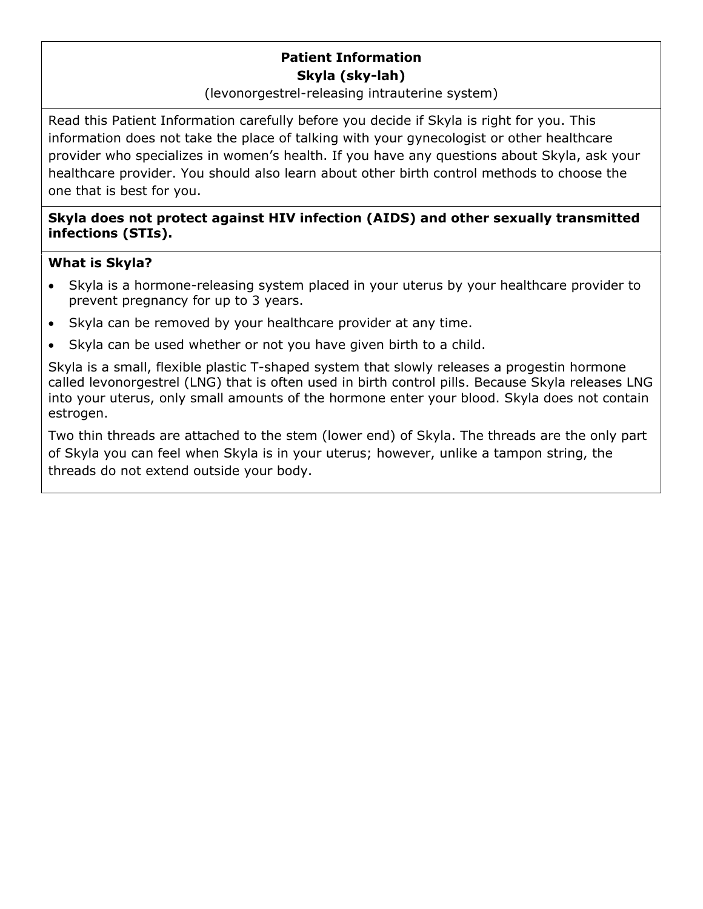**Patient Information**
**Skyla (sky-lah)**
(levonorgestrel-releasing intrauterine system)

Read this Patient Information carefully before you decide if Skyla is right for you. This information does not take the place of talking with your gynecologist or other healthcare provider who specializes in women's health. If you have any questions about Skyla, ask your healthcare provider. You should also learn about other birth control methods to choose the one that is best for you.

**Skyla does not protect against HIV infection (AIDS) and other sexually transmitted infections (STIs).**

**What is Skyla?**

- Skyla is a hormone-releasing system placed in your uterus by your healthcare provider to prevent pregnancy for up to 3 years.
- Skyla can be removed by your healthcare provider at any time.
- Skyla can be used whether or not you have given birth to a child.

Skyla is a small, flexible plastic T-shaped system that slowly releases a progestin hormone called levonorgestrel (LNG) that is often used in birth control pills. Because Skyla releases LNG into your uterus, only small amounts of the hormone enter your blood. Skyla does not contain estrogen.

Two thin threads are attached to the stem (lower end) of Skyla. The threads are the only part of Skyla you can feel when Skyla is in your uterus; however, unlike a tampon string, the threads do not extend outside your body.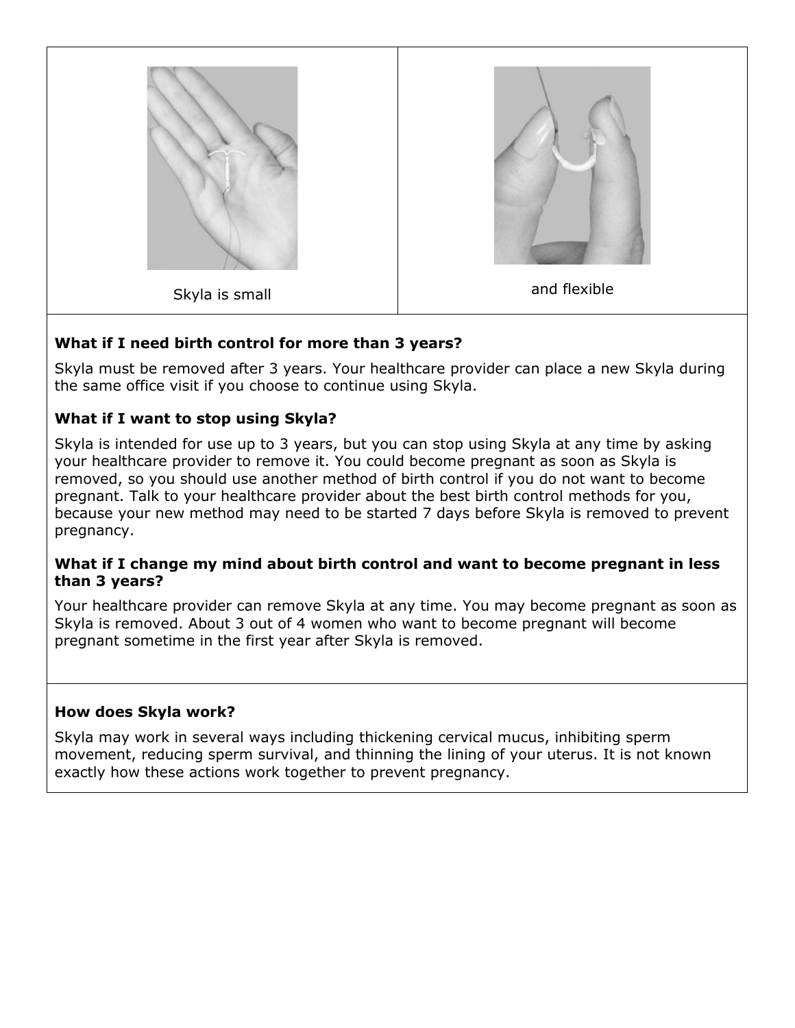| Skyla is small | and flexible |
|---|---|

**What if I need birth control for more than 3 years?**

Skyla must be removed after 3 years. Your healthcare provider can place a new Skyla during the same office visit if you choose to continue using Skyla.

**What if I want to stop using Skyla?**

Skyla is intended for use up to 3 years, but you can stop using Skyla at any time by asking your healthcare provider to remove it. You could become pregnant as soon as Skyla is removed, so you should use another method of birth control if you do not want to become pregnant. Talk to your healthcare provider about the best birth control methods for you, because your new method may need to be started 7 days before Skyla is removed to prevent pregnancy.

**What if I change my mind about birth control and want to become pregnant in less than 3 years?**

Your healthcare provider can remove Skyla at any time. You may become pregnant as soon as Skyla is removed. About 3 out of 4 women who want to become pregnant will become pregnant sometime in the first year after Skyla is removed.

**How does Skyla work?**

Skyla may work in several ways including thickening cervical mucus, inhibiting sperm movement, reducing sperm survival, and thinning the lining of your uterus. It is not known exactly how these actions work together to prevent pregnancy.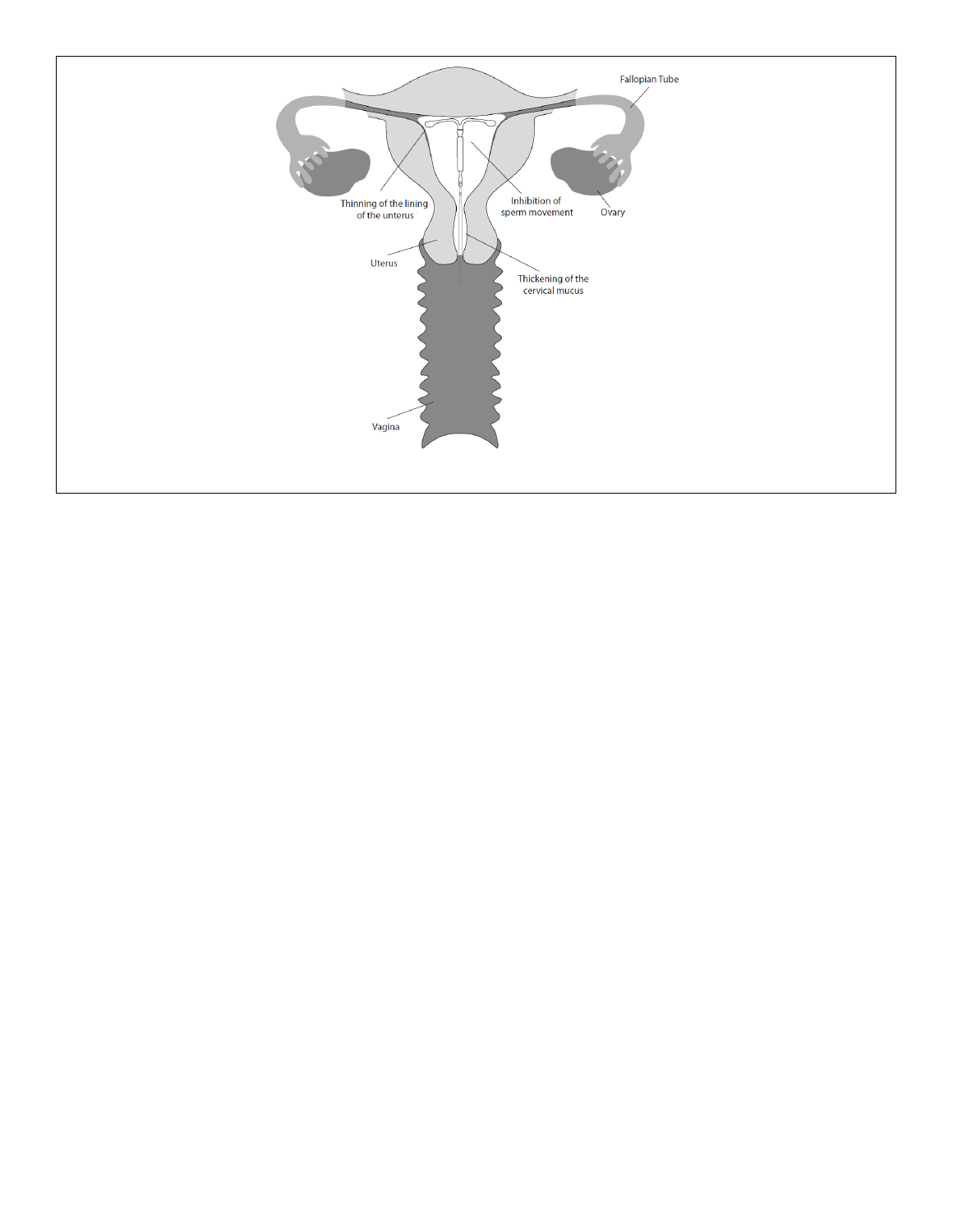Fallopian Tube

Thinning of the lining of the unterus

Inhibition of sperm movement

Ovary

Uterus

Thickening of the cervical mucus

Vagina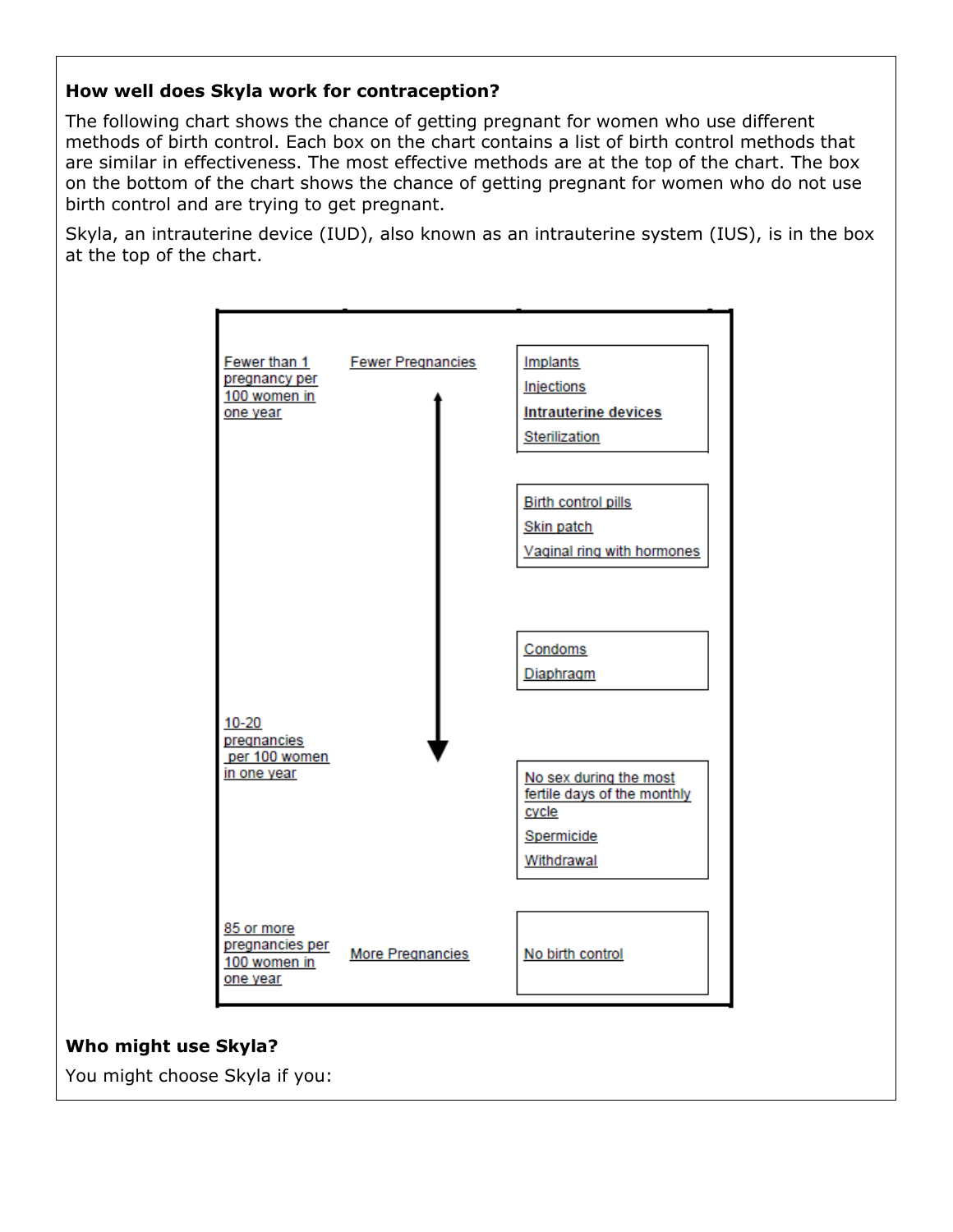**How well does Skyla work for contraception?**

The following chart shows the chance of getting pregnant for women who use different methods of birth control. Each box on the chart contains a list of birth control methods that are similar in effectiveness. The most effective methods are at the top of the chart. The box on the bottom of the chart shows the chance of getting pregnant for women who do not use birth control and are trying to get pregnant.

Skyla, an intrauterine device (IUD), also known as an intrauterine system (IUS), is in the box at the top of the chart.

| Pregnancy rate | Effectiveness | Methods |
|---|---|---|
| Fewer than 1 pregnancy per 100 women in one year | Fewer Pregnancies ↑ | Implants<br>Injections<br>**Intrauterine devices**<br>Sterilization |
| | | Birth control pills<br>Skin patch<br>Vaginal ring with hormones |
| | | Condoms<br>Diaphragm |
| 10-20 pregnancies per 100 women in one year | ↓ | No sex during the most fertile days of the monthly cycle<br>Spermicide<br>Withdrawal |
| 85 or more pregnancies per 100 women in one year | More Pregnancies | No birth control |

**Who might use Skyla?**

You might choose Skyla if you: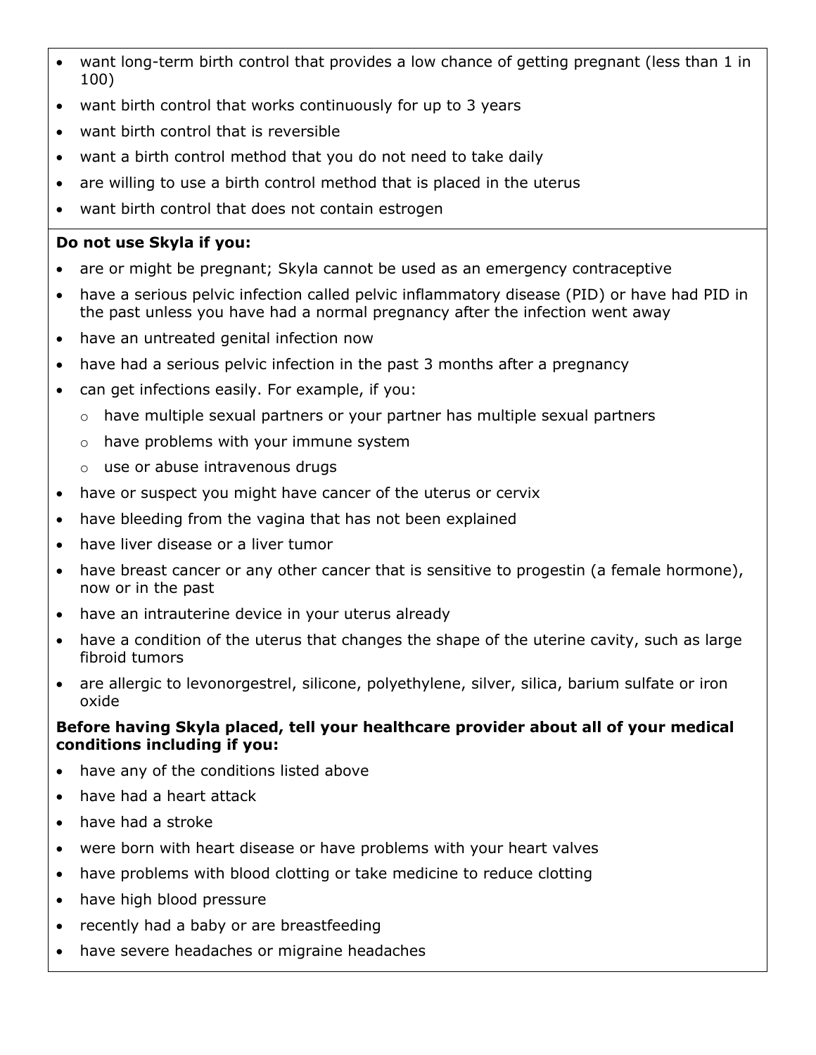- want long-term birth control that provides a low chance of getting pregnant (less than 1 in 100)
- want birth control that works continuously for up to 3 years
- want birth control that is reversible
- want a birth control method that you do not need to take daily
- are willing to use a birth control method that is placed in the uterus
- want birth control that does not contain estrogen

**Do not use Skyla if you:**

- are or might be pregnant; Skyla cannot be used as an emergency contraceptive
- have a serious pelvic infection called pelvic inflammatory disease (PID) or have had PID in the past unless you have had a normal pregnancy after the infection went away
- have an untreated genital infection now
- have had a serious pelvic infection in the past 3 months after a pregnancy
- can get infections easily. For example, if you:
  - have multiple sexual partners or your partner has multiple sexual partners
  - have problems with your immune system
  - use or abuse intravenous drugs
- have or suspect you might have cancer of the uterus or cervix
- have bleeding from the vagina that has not been explained
- have liver disease or a liver tumor
- have breast cancer or any other cancer that is sensitive to progestin (a female hormone), now or in the past
- have an intrauterine device in your uterus already
- have a condition of the uterus that changes the shape of the uterine cavity, such as large fibroid tumors
- are allergic to levonorgestrel, silicone, polyethylene, silver, silica, barium sulfate or iron oxide

**Before having Skyla placed, tell your healthcare provider about all of your medical conditions including if you:**

- have any of the conditions listed above
- have had a heart attack
- have had a stroke
- were born with heart disease or have problems with your heart valves
- have problems with blood clotting or take medicine to reduce clotting
- have high blood pressure
- recently had a baby or are breastfeeding
- have severe headaches or migraine headaches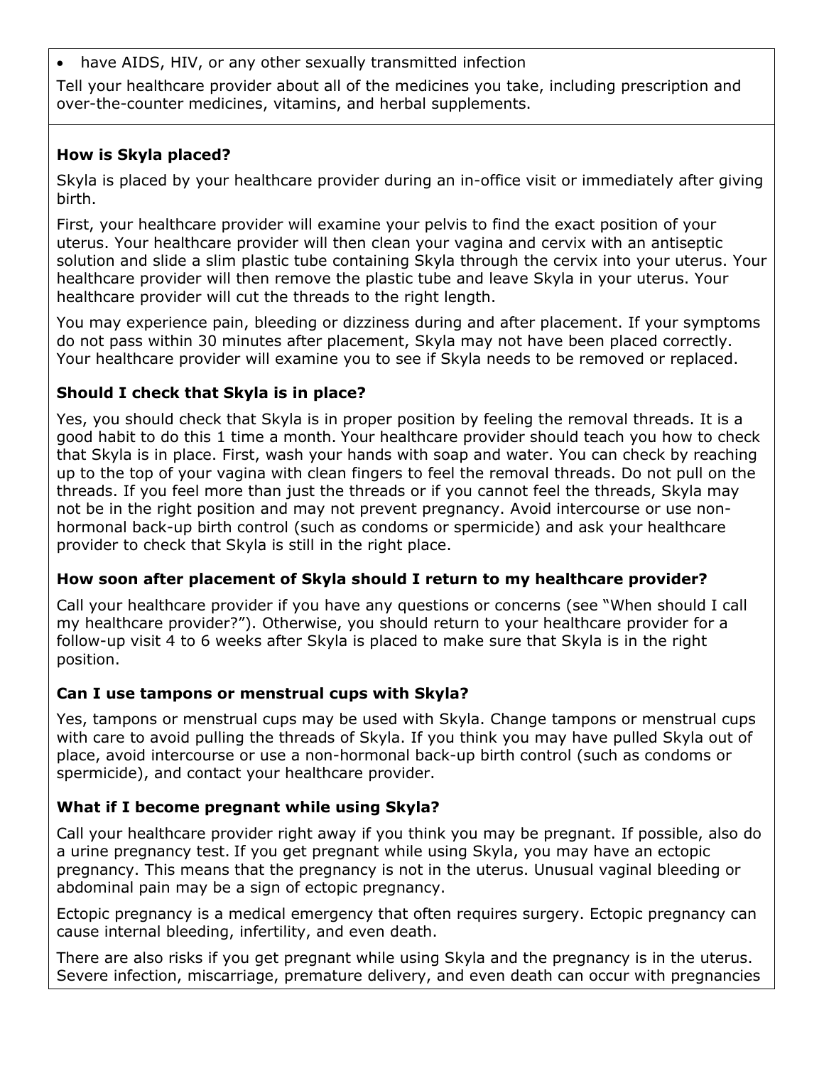- have AIDS, HIV, or any other sexually transmitted infection

Tell your healthcare provider about all of the medicines you take, including prescription and over-the-counter medicines, vitamins, and herbal supplements.

**How is Skyla placed?**

Skyla is placed by your healthcare provider during an in-office visit or immediately after giving birth.

First, your healthcare provider will examine your pelvis to find the exact position of your uterus. Your healthcare provider will then clean your vagina and cervix with an antiseptic solution and slide a slim plastic tube containing Skyla through the cervix into your uterus. Your healthcare provider will then remove the plastic tube and leave Skyla in your uterus. Your healthcare provider will cut the threads to the right length.

You may experience pain, bleeding or dizziness during and after placement. If your symptoms do not pass within 30 minutes after placement, Skyla may not have been placed correctly. Your healthcare provider will examine you to see if Skyla needs to be removed or replaced.

**Should I check that Skyla is in place?**

Yes, you should check that Skyla is in proper position by feeling the removal threads. It is a good habit to do this 1 time a month. Your healthcare provider should teach you how to check that Skyla is in place. First, wash your hands with soap and water. You can check by reaching up to the top of your vagina with clean fingers to feel the removal threads. Do not pull on the threads. If you feel more than just the threads or if you cannot feel the threads, Skyla may not be in the right position and may not prevent pregnancy. Avoid intercourse or use non-hormonal back-up birth control (such as condoms or spermicide) and ask your healthcare provider to check that Skyla is still in the right place.

**How soon after placement of Skyla should I return to my healthcare provider?**

Call your healthcare provider if you have any questions or concerns (see "When should I call my healthcare provider?"). Otherwise, you should return to your healthcare provider for a follow-up visit 4 to 6 weeks after Skyla is placed to make sure that Skyla is in the right position.

**Can I use tampons or menstrual cups with Skyla?**

Yes, tampons or menstrual cups may be used with Skyla. Change tampons or menstrual cups with care to avoid pulling the threads of Skyla. If you think you may have pulled Skyla out of place, avoid intercourse or use a non-hormonal back-up birth control (such as condoms or spermicide), and contact your healthcare provider.

**What if I become pregnant while using Skyla?**

Call your healthcare provider right away if you think you may be pregnant. If possible, also do a urine pregnancy test. If you get pregnant while using Skyla, you may have an ectopic pregnancy. This means that the pregnancy is not in the uterus. Unusual vaginal bleeding or abdominal pain may be a sign of ectopic pregnancy.

Ectopic pregnancy is a medical emergency that often requires surgery. Ectopic pregnancy can cause internal bleeding, infertility, and even death.

There are also risks if you get pregnant while using Skyla and the pregnancy is in the uterus. Severe infection, miscarriage, premature delivery, and even death can occur with pregnancies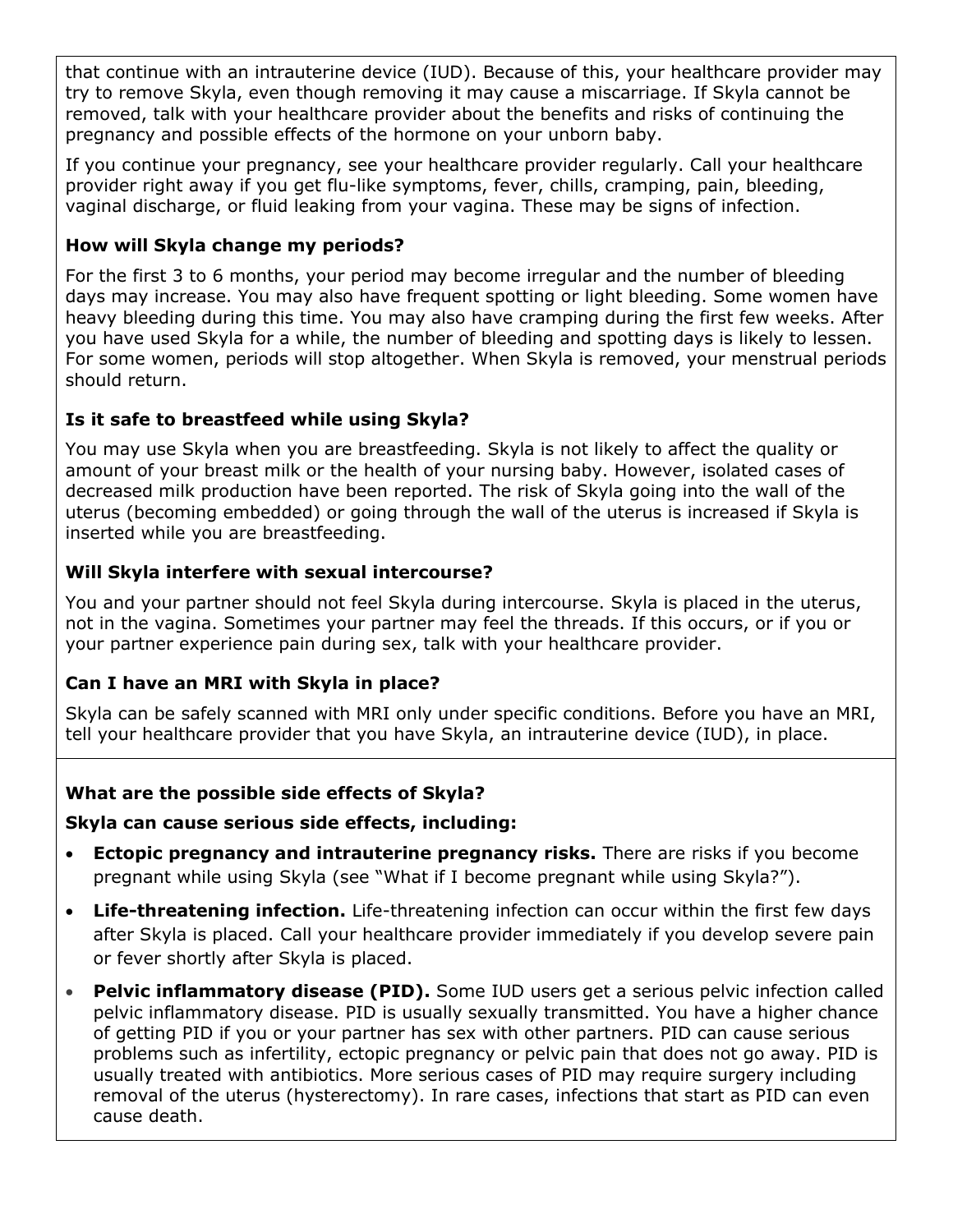that continue with an intrauterine device (IUD). Because of this, your healthcare provider may try to remove Skyla, even though removing it may cause a miscarriage. If Skyla cannot be removed, talk with your healthcare provider about the benefits and risks of continuing the pregnancy and possible effects of the hormone on your unborn baby.

If you continue your pregnancy, see your healthcare provider regularly. Call your healthcare provider right away if you get flu-like symptoms, fever, chills, cramping, pain, bleeding, vaginal discharge, or fluid leaking from your vagina. These may be signs of infection.

**How will Skyla change my periods?**

For the first 3 to 6 months, your period may become irregular and the number of bleeding days may increase. You may also have frequent spotting or light bleeding. Some women have heavy bleeding during this time. You may also have cramping during the first few weeks. After you have used Skyla for a while, the number of bleeding and spotting days is likely to lessen. For some women, periods will stop altogether. When Skyla is removed, your menstrual periods should return.

**Is it safe to breastfeed while using Skyla?**

You may use Skyla when you are breastfeeding. Skyla is not likely to affect the quality or amount of your breast milk or the health of your nursing baby. However, isolated cases of decreased milk production have been reported. The risk of Skyla going into the wall of the uterus (becoming embedded) or going through the wall of the uterus is increased if Skyla is inserted while you are breastfeeding.

**Will Skyla interfere with sexual intercourse?**

You and your partner should not feel Skyla during intercourse. Skyla is placed in the uterus, not in the vagina. Sometimes your partner may feel the threads. If this occurs, or if you or your partner experience pain during sex, talk with your healthcare provider.

**Can I have an MRI with Skyla in place?**

Skyla can be safely scanned with MRI only under specific conditions. Before you have an MRI, tell your healthcare provider that you have Skyla, an intrauterine device (IUD), in place.

**What are the possible side effects of Skyla?**

**Skyla can cause serious side effects, including:**

- **Ectopic pregnancy and intrauterine pregnancy risks.** There are risks if you become pregnant while using Skyla (see "What if I become pregnant while using Skyla?").
- **Life-threatening infection.** Life-threatening infection can occur within the first few days after Skyla is placed. Call your healthcare provider immediately if you develop severe pain or fever shortly after Skyla is placed.
- **Pelvic inflammatory disease (PID).** Some IUD users get a serious pelvic infection called pelvic inflammatory disease. PID is usually sexually transmitted. You have a higher chance of getting PID if you or your partner has sex with other partners. PID can cause serious problems such as infertility, ectopic pregnancy or pelvic pain that does not go away. PID is usually treated with antibiotics. More serious cases of PID may require surgery including removal of the uterus (hysterectomy). In rare cases, infections that start as PID can even cause death.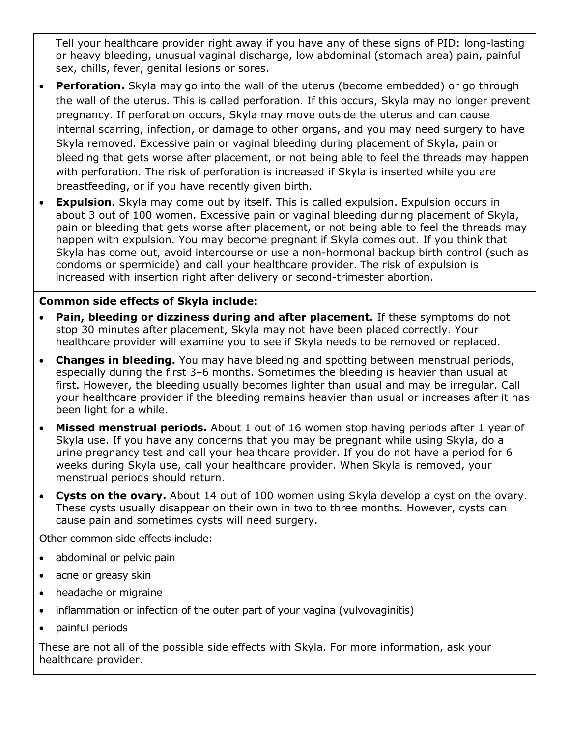Tell your healthcare provider right away if you have any of these signs of PID: long-lasting or heavy bleeding, unusual vaginal discharge, low abdominal (stomach area) pain, painful sex, chills, fever, genital lesions or sores.

- **Perforation.** Skyla may go into the wall of the uterus (become embedded) or go through the wall of the uterus. This is called perforation. If this occurs, Skyla may no longer prevent pregnancy. If perforation occurs, Skyla may move outside the uterus and can cause internal scarring, infection, or damage to other organs, and you may need surgery to have Skyla removed. Excessive pain or vaginal bleeding during placement of Skyla, pain or bleeding that gets worse after placement, or not being able to feel the threads may happen with perforation. The risk of perforation is increased if Skyla is inserted while you are breastfeeding, or if you have recently given birth.
- **Expulsion.** Skyla may come out by itself. This is called expulsion. Expulsion occurs in about 3 out of 100 women. Excessive pain or vaginal bleeding during placement of Skyla, pain or bleeding that gets worse after placement, or not being able to feel the threads may happen with expulsion. You may become pregnant if Skyla comes out. If you think that Skyla has come out, avoid intercourse or use a non-hormonal backup birth control (such as condoms or spermicide) and call your healthcare provider. The risk of expulsion is increased with insertion right after delivery or second-trimester abortion.

**Common side effects of Skyla include:**

- **Pain, bleeding or dizziness during and after placement.** If these symptoms do not stop 30 minutes after placement, Skyla may not have been placed correctly. Your healthcare provider will examine you to see if Skyla needs to be removed or replaced.
- **Changes in bleeding.** You may have bleeding and spotting between menstrual periods, especially during the first 3–6 months. Sometimes the bleeding is heavier than usual at first. However, the bleeding usually becomes lighter than usual and may be irregular. Call your healthcare provider if the bleeding remains heavier than usual or increases after it has been light for a while.
- **Missed menstrual periods.** About 1 out of 16 women stop having periods after 1 year of Skyla use. If you have any concerns that you may be pregnant while using Skyla, do a urine pregnancy test and call your healthcare provider. If you do not have a period for 6 weeks during Skyla use, call your healthcare provider. When Skyla is removed, your menstrual periods should return.
- **Cysts on the ovary.** About 14 out of 100 women using Skyla develop a cyst on the ovary. These cysts usually disappear on their own in two to three months. However, cysts can cause pain and sometimes cysts will need surgery.

Other common side effects include:

- abdominal or pelvic pain
- acne or greasy skin
- headache or migraine
- inflammation or infection of the outer part of your vagina (vulvovaginitis)
- painful periods

These are not all of the possible side effects with Skyla. For more information, ask your healthcare provider.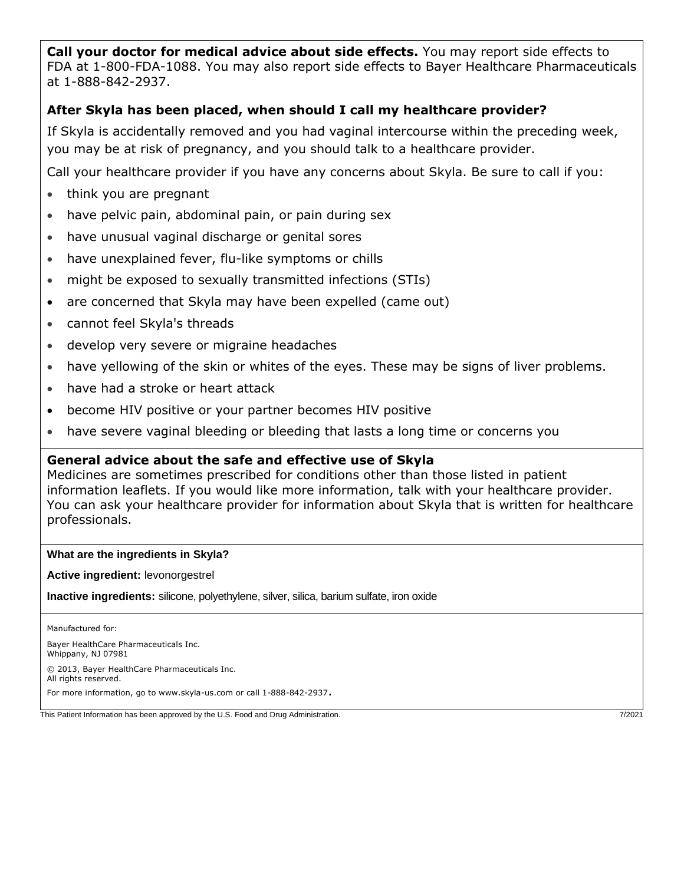**Call your doctor for medical advice about side effects.** You may report side effects to FDA at 1-800-FDA-1088. You may also report side effects to Bayer Healthcare Pharmaceuticals at 1-888-842-2937.

### After Skyla has been placed, when should I call my healthcare provider?

If Skyla is accidentally removed and you had vaginal intercourse within the preceding week, you may be at risk of pregnancy, and you should talk to a healthcare provider.

Call your healthcare provider if you have any concerns about Skyla. Be sure to call if you:

- think you are pregnant
- have pelvic pain, abdominal pain, or pain during sex
- have unusual vaginal discharge or genital sores
- have unexplained fever, flu-like symptoms or chills
- might be exposed to sexually transmitted infections (STIs)
- are concerned that Skyla may have been expelled (came out)
- cannot feel Skyla's threads
- develop very severe or migraine headaches
- have yellowing of the skin or whites of the eyes. These may be signs of liver problems.
- have had a stroke or heart attack
- become HIV positive or your partner becomes HIV positive
- have severe vaginal bleeding or bleeding that lasts a long time or concerns you

### General advice about the safe and effective use of Skyla

Medicines are sometimes prescribed for conditions other than those listed in patient information leaflets. If you would like more information, talk with your healthcare provider. You can ask your healthcare provider for information about Skyla that is written for healthcare professionals.

**What are the ingredients in Skyla?**

**Active ingredient:** levonorgestrel

**Inactive ingredients:** silicone, polyethylene, silver, silica, barium sulfate, iron oxide

Manufactured for:

Bayer HealthCare Pharmaceuticals Inc.
Whippany, NJ 07981

© 2013, Bayer HealthCare Pharmaceuticals Inc.
All rights reserved.

For more information, go to www.skyla-us.com or call 1-888-842-2937.

This Patient Information has been approved by the U.S. Food and Drug Administration. 7/2021